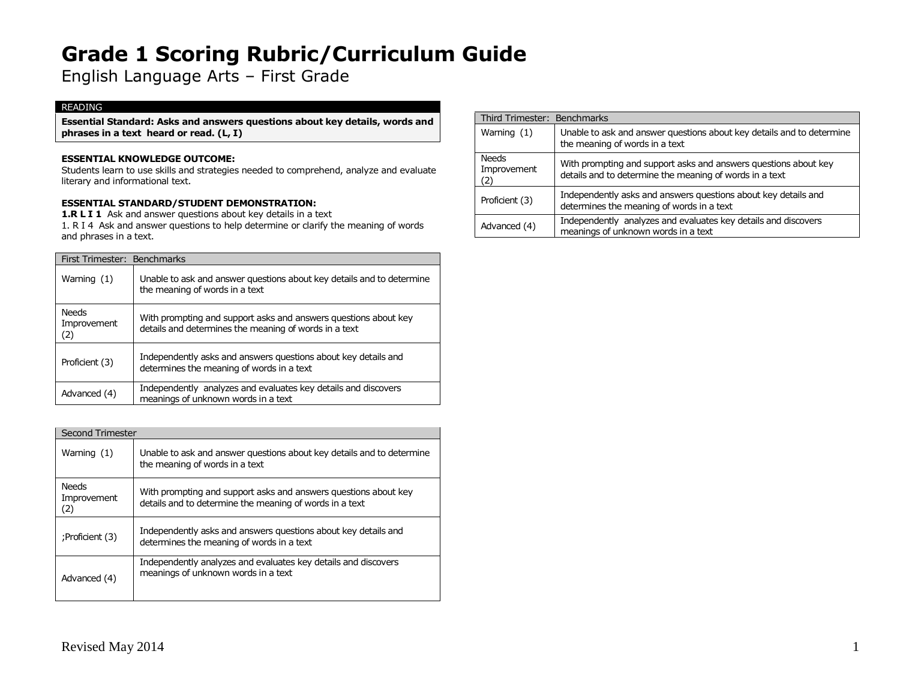# Grade 1 Scoring Rubric/Curriculum Guide

English Language Arts – First Grade

READING

**Essential Standard: Asks and answers questions about key details, words and phrases in a text heard or read. (L, I)**

**ESSENTIAL KNOWLEDGE OUTCOME:**
Students learn to use skills and strategies needed to comprehend, analyze and evaluate literary and informational text.

**ESSENTIAL STANDARD/STUDENT DEMONSTRATION:**
**1.R L I 1** Ask and answer questions about key details in a text
1. R I 4 Ask and answer questions to help determine or clarify the meaning of words and phrases in a text.

| First Trimester: Benchmarks | |
|---|---|
| Warning (1) | Unable to ask and answer questions about key details and to determine the meaning of words in a text |
| Needs Improvement (2) | With prompting and support asks and answers questions about key details and determines the meaning of words in a text |
| Proficient (3) | Independently asks and answers questions about key details and determines the meaning of words in a text |
| Advanced (4) | Independently analyzes and evaluates key details and discovers meanings of unknown words in a text |

| Second Trimester | |
|---|---|
| Warning (1) | Unable to ask and answer questions about key details and to determine the meaning of words in a text |
| Needs Improvement (2) | With prompting and support asks and answers questions about key details and to determine the meaning of words in a text |
| ;Proficient (3) | Independently asks and answers questions about key details and determines the meaning of words in a text |
| Advanced (4) | Independently analyzes and evaluates key details and discovers meanings of unknown words in a text |

| Third Trimester: Benchmarks | |
|---|---|
| Warning (1) | Unable to ask and answer questions about key details and to determine the meaning of words in a text |
| Needs Improvement (2) | With prompting and support asks and answers questions about key details and to determine the meaning of words in a text |
| Proficient (3) | Independently asks and answers questions about key details and determines the meaning of words in a text |
| Advanced (4) | Independently analyzes and evaluates key details and discovers meanings of unknown words in a text |

Revised May 2014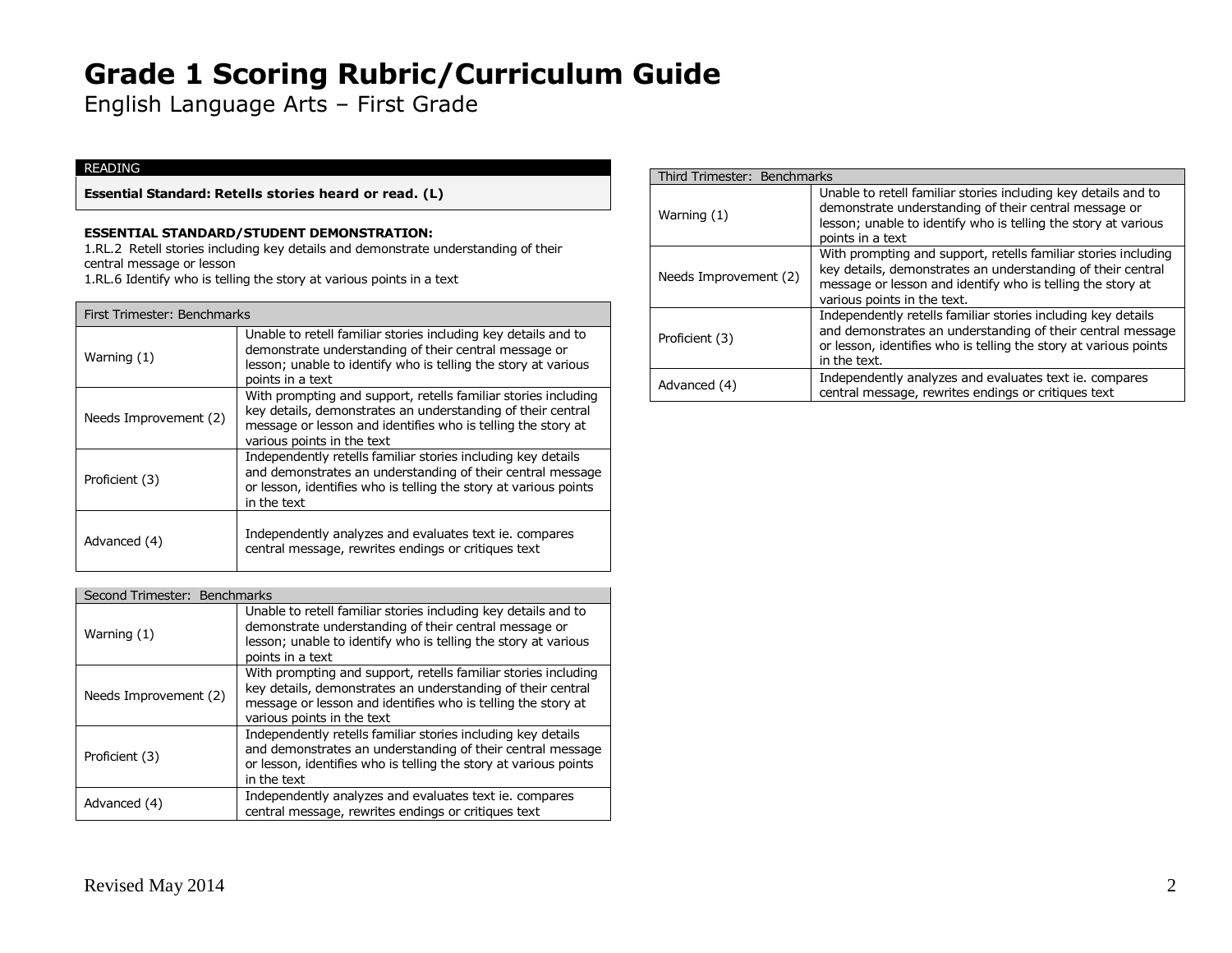# Grade 1 Scoring Rubric/Curriculum Guide

English Language Arts – First Grade

READING

**Essential Standard: Retells stories heard or read. (L)**

**ESSENTIAL STANDARD/STUDENT DEMONSTRATION:**

1.RL.2 Retell stories including key details and demonstrate understanding of their central message or lesson

1.RL.6 Identify who is telling the story at various points in a text

| First Trimester: Benchmarks | |
|---|---|
| Warning (1) | Unable to retell familiar stories including key details and to demonstrate understanding of their central message or lesson; unable to identify who is telling the story at various points in a text |
| Needs Improvement (2) | With prompting and support, retells familiar stories including key details, demonstrates an understanding of their central message or lesson and identifies who is telling the story at various points in the text |
| Proficient (3) | Independently retells familiar stories including key details and demonstrates an understanding of their central message or lesson, identifies who is telling the story at various points in the text |
| Advanced (4) | Independently analyzes and evaluates text ie. compares central message, rewrites endings or critiques text |

| Second Trimester: Benchmarks | |
|---|---|
| Warning (1) | Unable to retell familiar stories including key details and to demonstrate understanding of their central message or lesson; unable to identify who is telling the story at various points in a text |
| Needs Improvement (2) | With prompting and support, retells familiar stories including key details, demonstrates an understanding of their central message or lesson and identifies who is telling the story at various points in the text |
| Proficient (3) | Independently retells familiar stories including key details and demonstrates an understanding of their central message or lesson, identifies who is telling the story at various points in the text |
| Advanced (4) | Independently analyzes and evaluates text ie. compares central message, rewrites endings or critiques text |

| Third Trimester: Benchmarks | |
|---|---|
| Warning (1) | Unable to retell familiar stories including key details and to demonstrate understanding of their central message or lesson; unable to identify who is telling the story at various points in a text |
| Needs Improvement (2) | With prompting and support, retells familiar stories including key details, demonstrates an understanding of their central message or lesson and identify who is telling the story at various points in the text. |
| Proficient (3) | Independently retells familiar stories including key details and demonstrates an understanding of their central message or lesson, identifies who is telling the story at various points in the text. |
| Advanced (4) | Independently analyzes and evaluates text ie. compares central message, rewrites endings or critiques text |

Revised May 2014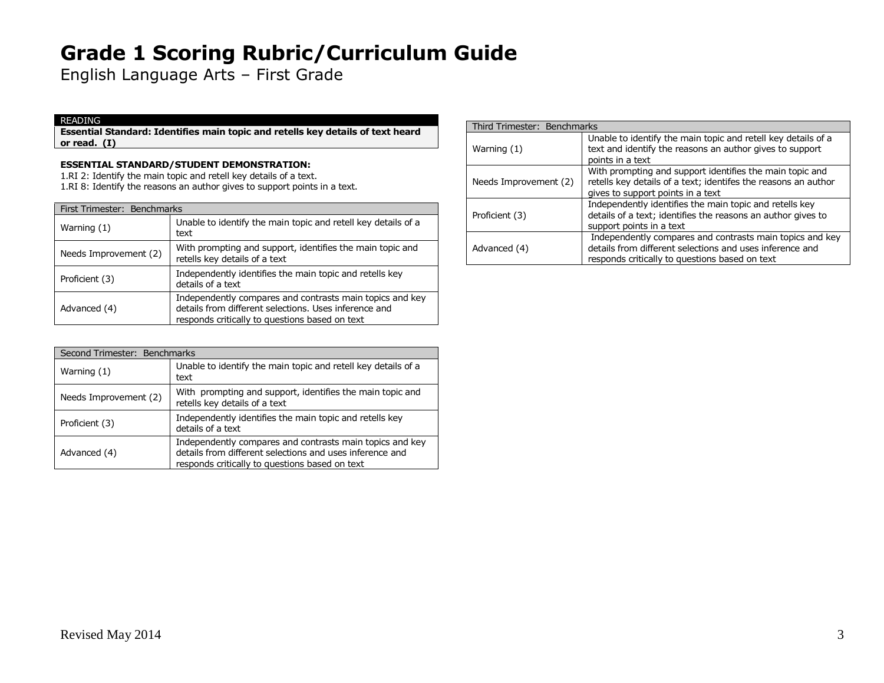# Grade 1 Scoring Rubric/Curriculum Guide

English Language Arts – First Grade

READING

**Essential Standard: Identifies main topic and retells key details of text heard or read. (I)**

**ESSENTIAL STANDARD/STUDENT DEMONSTRATION:**

1.RI 2: Identify the main topic and retell key details of a text.
1.RI 8: Identify the reasons an author gives to support points in a text.

| First Trimester: Benchmarks | |
|---|---|
| Warning (1) | Unable to identify the main topic and retell key details of a text |
| Needs Improvement (2) | With prompting and support, identifies the main topic and retells key details of a text |
| Proficient (3) | Independently identifies the main topic and retells key details of a text |
| Advanced (4) | Independently compares and contrasts main topics and key details from different selections. Uses inference and responds critically to questions based on text |

| Second Trimester: Benchmarks | |
|---|---|
| Warning (1) | Unable to identify the main topic and retell key details of a text |
| Needs Improvement (2) | With prompting and support, identifies the main topic and retells key details of a text |
| Proficient (3) | Independently identifies the main topic and retells key details of a text |
| Advanced (4) | Independently compares and contrasts main topics and key details from different selections and uses inference and responds critically to questions based on text |

| Third Trimester: Benchmarks | |
|---|---|
| Warning (1) | Unable to identify the main topic and retell key details of a text and identify the reasons an author gives to support points in a text |
| Needs Improvement (2) | With prompting and support identifies the main topic and retells key details of a text; identifes the reasons an author gives to support points in a text |
| Proficient (3) | Independently identifies the main topic and retells key details of a text; identifies the reasons an author gives to support points in a text |
| Advanced (4) | Independently compares and contrasts main topics and key details from different selections and uses inference and responds critically to questions based on text |

Revised May 2014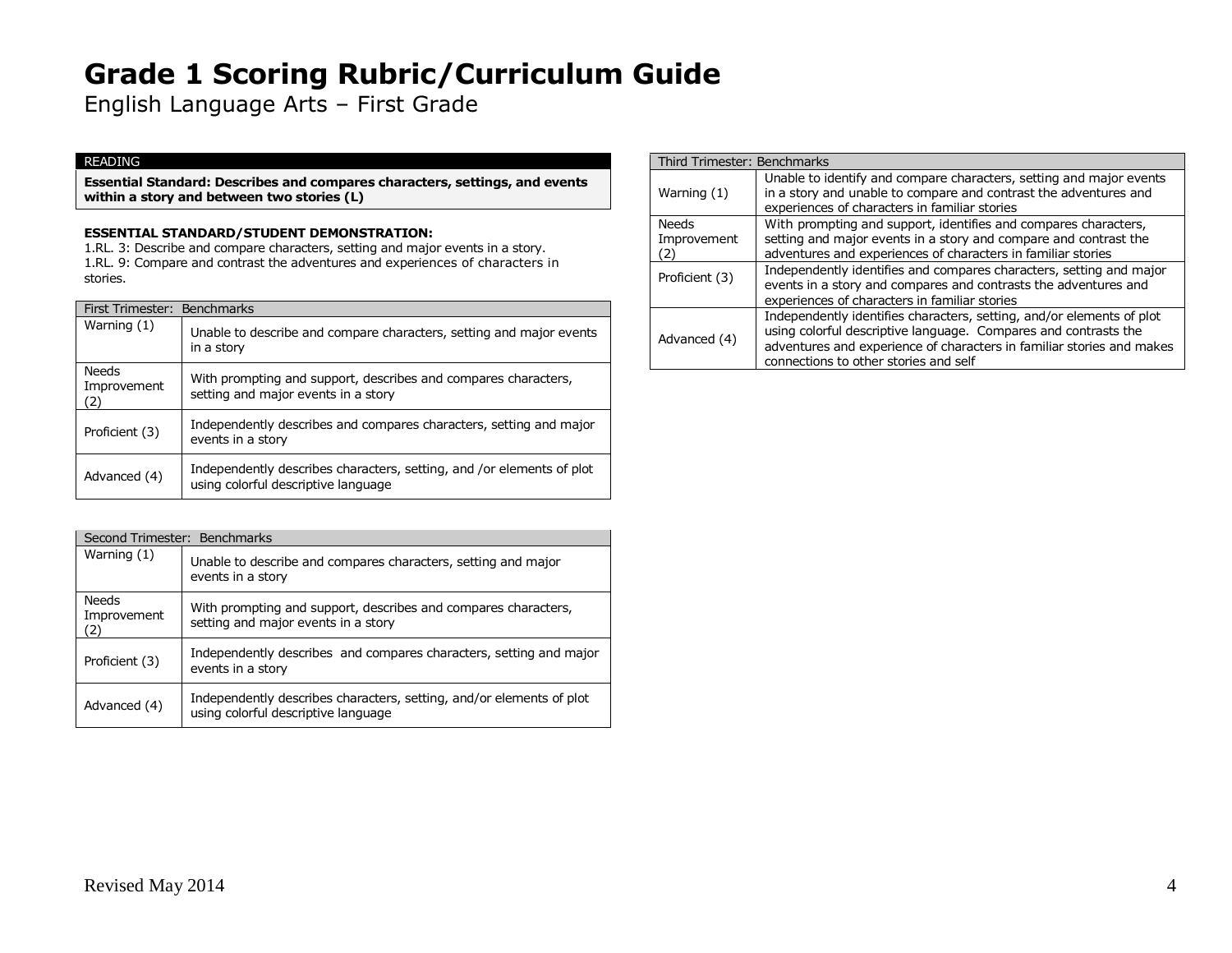# Grade 1 Scoring Rubric/Curriculum Guide

English Language Arts – First Grade

READING

**Essential Standard: Describes and compares characters, settings, and events within a story and between two stories (L)**

**ESSENTIAL STANDARD/STUDENT DEMONSTRATION:**
1.RL. 3: Describe and compare characters, setting and major events in a story.
1.RL. 9: Compare and contrast the adventures and experiences of characters in stories.

| First Trimester: Benchmarks | |
|---|---|
| Warning (1) | Unable to describe and compare characters, setting and major events in a story |
| Needs Improvement (2) | With prompting and support, describes and compares characters, setting and major events in a story |
| Proficient (3) | Independently describes and compares characters, setting and major events in a story |
| Advanced (4) | Independently describes characters, setting, and /or elements of plot using colorful descriptive language |

| Second Trimester: Benchmarks | |
|---|---|
| Warning (1) | Unable to describe and compares characters, setting and major events in a story |
| Needs Improvement (2) | With prompting and support, describes and compares characters, setting and major events in a story |
| Proficient (3) | Independently describes and compares characters, setting and major events in a story |
| Advanced (4) | Independently describes characters, setting, and/or elements of plot using colorful descriptive language |

| Third Trimester: Benchmarks | |
|---|---|
| Warning (1) | Unable to identify and compare characters, setting and major events in a story and unable to compare and contrast the adventures and experiences of characters in familiar stories |
| Needs Improvement (2) | With prompting and support, identifies and compares characters, setting and major events in a story and compare and contrast the adventures and experiences of characters in familiar stories |
| Proficient (3) | Independently identifies and compares characters, setting and major events in a story and compares and contrasts the adventures and experiences of characters in familiar stories |
| Advanced (4) | Independently identifies characters, setting, and/or elements of plot using colorful descriptive language. Compares and contrasts the adventures and experience of characters in familiar stories and makes connections to other stories and self |

Revised May 2014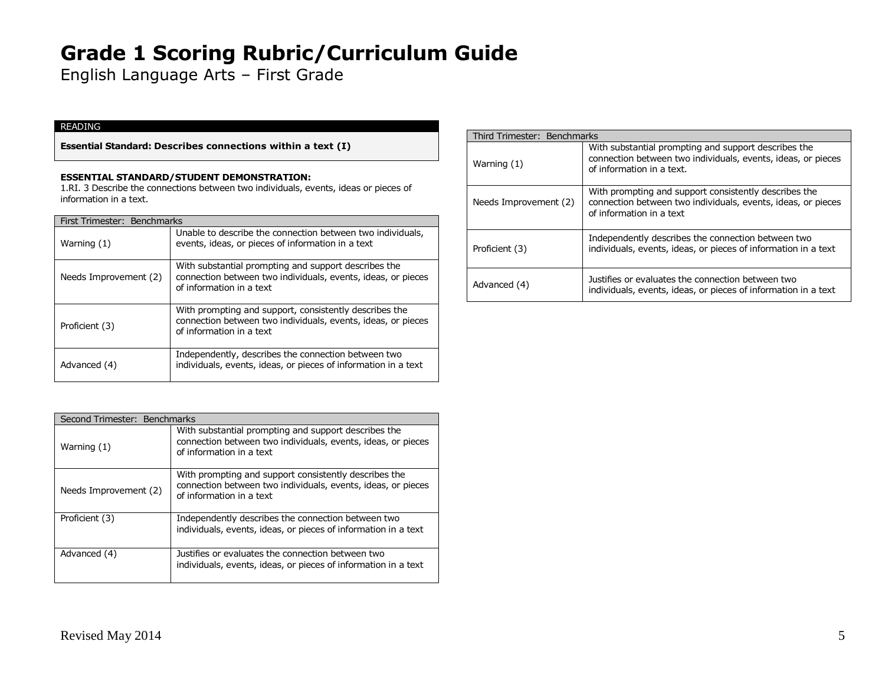# Grade 1 Scoring Rubric/Curriculum Guide

English Language Arts – First Grade

READING

**Essential Standard: Describes connections within a text (I)**

**ESSENTIAL STANDARD/STUDENT DEMONSTRATION:**
1.RI. 3 Describe the connections between two individuals, events, ideas or pieces of information in a text.

| First Trimester: Benchmarks | |
|---|---|
| Warning (1) | Unable to describe the connection between two individuals, events, ideas, or pieces of information in a text |
| Needs Improvement (2) | With substantial prompting and support describes the connection between two individuals, events, ideas, or pieces of information in a text |
| Proficient (3) | With prompting and support, consistently describes the connection between two individuals, events, ideas, or pieces of information in a text |
| Advanced (4) | Independently, describes the connection between two individuals, events, ideas, or pieces of information in a text |

| Second Trimester: Benchmarks | |
|---|---|
| Warning (1) | With substantial prompting and support describes the connection between two individuals, events, ideas, or pieces of information in a text |
| Needs Improvement (2) | With prompting and support consistently describes the connection between two individuals, events, ideas, or pieces of information in a text |
| Proficient (3) | Independently describes the connection between two individuals, events, ideas, or pieces of information in a text |
| Advanced (4) | Justifies or evaluates the connection between two individuals, events, ideas, or pieces of information in a text |

| Third Trimester: Benchmarks | |
|---|---|
| Warning (1) | With substantial prompting and support describes the connection between two individuals, events, ideas, or pieces of information in a text. |
| Needs Improvement (2) | With prompting and support consistently describes the connection between two individuals, events, ideas, or pieces of information in a text |
| Proficient (3) | Independently describes the connection between two individuals, events, ideas, or pieces of information in a text |
| Advanced (4) | Justifies or evaluates the connection between two individuals, events, ideas, or pieces of information in a text |

Revised May 2014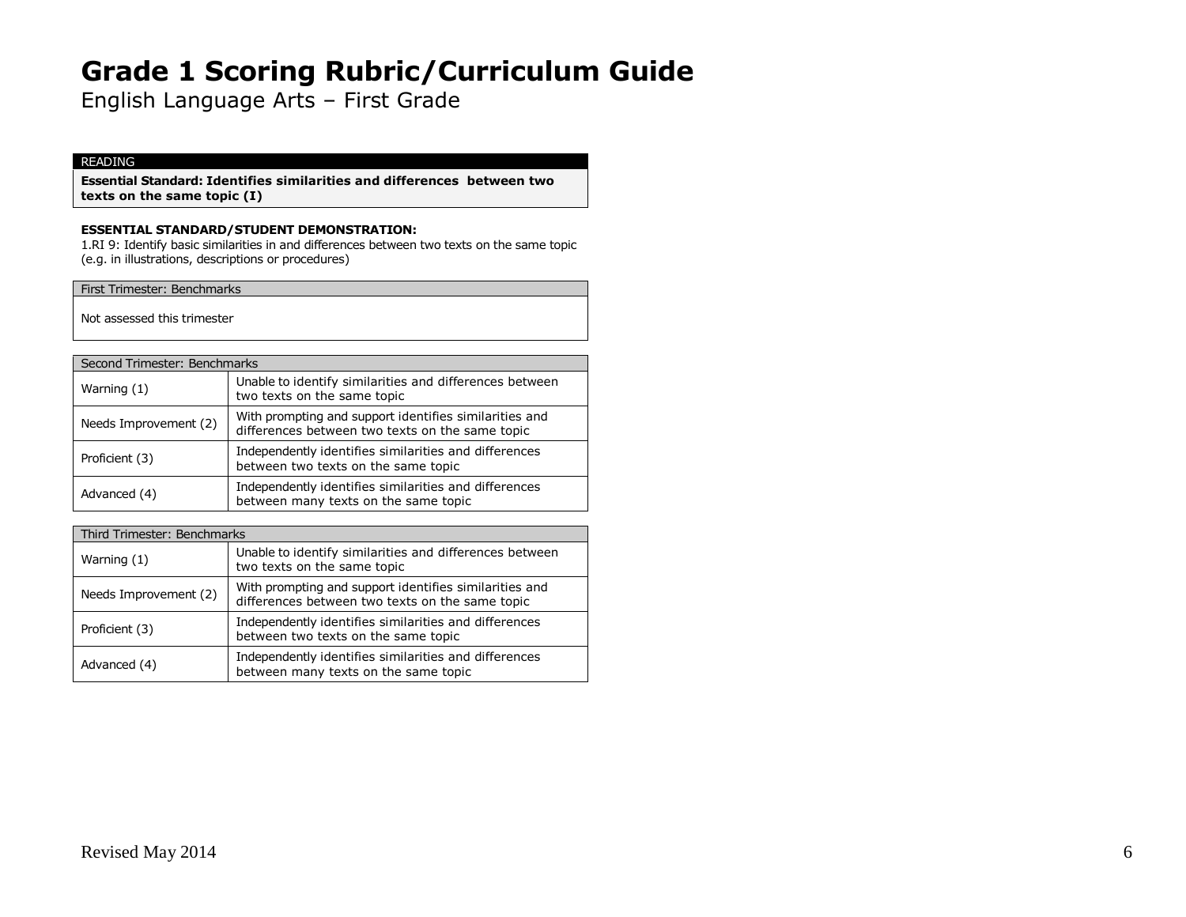# Grade 1 Scoring Rubric/Curriculum Guide

English Language Arts – First Grade

| READING |
|---|
| **Essential Standard: Identifies similarities and differences between two texts on the same topic (I)** |

**ESSENTIAL STANDARD/STUDENT DEMONSTRATION:**

1.RI 9: Identify basic similarities in and differences between two texts on the same topic (e.g. in illustrations, descriptions or procedures)

| First Trimester: Benchmarks |
|---|
| Not assessed this trimester |

| Second Trimester: Benchmarks | |
|---|---|
| Warning (1) | Unable to identify similarities and differences between two texts on the same topic |
| Needs Improvement (2) | With prompting and support identifies similarities and differences between two texts on the same topic |
| Proficient (3) | Independently identifies similarities and differences between two texts on the same topic |
| Advanced (4) | Independently identifies similarities and differences between many texts on the same topic |

| Third Trimester: Benchmarks | |
|---|---|
| Warning (1) | Unable to identify similarities and differences between two texts on the same topic |
| Needs Improvement (2) | With prompting and support identifies similarities and differences between two texts on the same topic |
| Proficient (3) | Independently identifies similarities and differences between two texts on the same topic |
| Advanced (4) | Independently identifies similarities and differences between many texts on the same topic |

Revised May 2014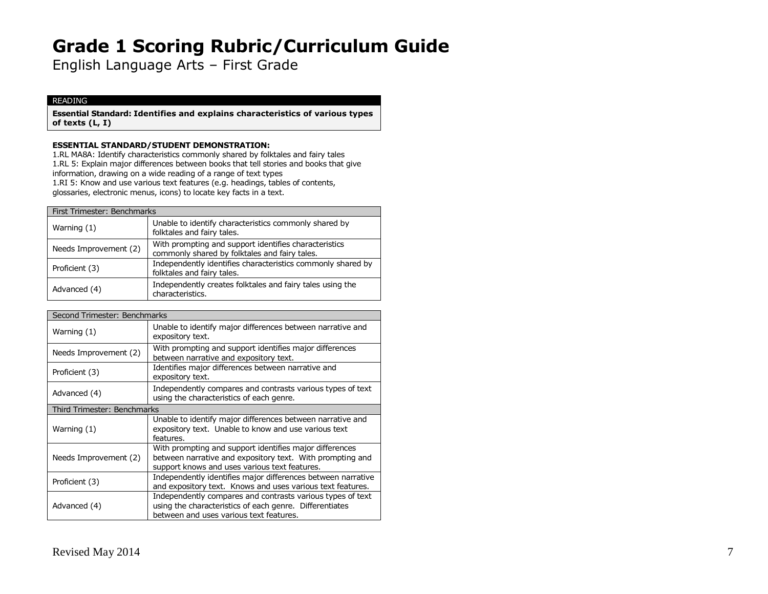# Grade 1 Scoring Rubric/Curriculum Guide

English Language Arts – First Grade

| READING |
|---|
| **Essential Standard: Identifies and explains characteristics of various types of texts (L, I)** |

**ESSENTIAL STANDARD/STUDENT DEMONSTRATION:**

1.RL MA8A: Identify characteristics commonly shared by folktales and fairy tales
1.RL 5: Explain major differences between books that tell stories and books that give information, drawing on a wide reading of a range of text types
1.RI 5: Know and use various text features (e.g. headings, tables of contents, glossaries, electronic menus, icons) to locate key facts in a text.

| First Trimester: Benchmarks | |
|---|---|
| Warning (1) | Unable to identify characteristics commonly shared by folktales and fairy tales. |
| Needs Improvement (2) | With prompting and support identifies characteristics commonly shared by folktales and fairy tales. |
| Proficient (3) | Independently identifies characteristics commonly shared by folktales and fairy tales. |
| Advanced (4) | Independently creates folktales and fairy tales using the characteristics. |

| Second Trimester: Benchmarks | |
|---|---|
| Warning (1) | Unable to identify major differences between narrative and expository text. |
| Needs Improvement (2) | With prompting and support identifies major differences between narrative and expository text. |
| Proficient (3) | Identifies major differences between narrative and expository text. |
| Advanced (4) | Independently compares and contrasts various types of text using the characteristics of each genre. |
| **Third Trimester: Benchmarks** | |
| Warning (1) | Unable to identify major differences between narrative and expository text. Unable to know and use various text features. |
| Needs Improvement (2) | With prompting and support identifies major differences between narrative and expository text. With prompting and support knows and uses various text features. |
| Proficient (3) | Independently identifies major differences between narrative and expository text. Knows and uses various text features. |
| Advanced (4) | Independently compares and contrasts various types of text using the characteristics of each genre. Differentiates between and uses various text features. |

Revised May 2014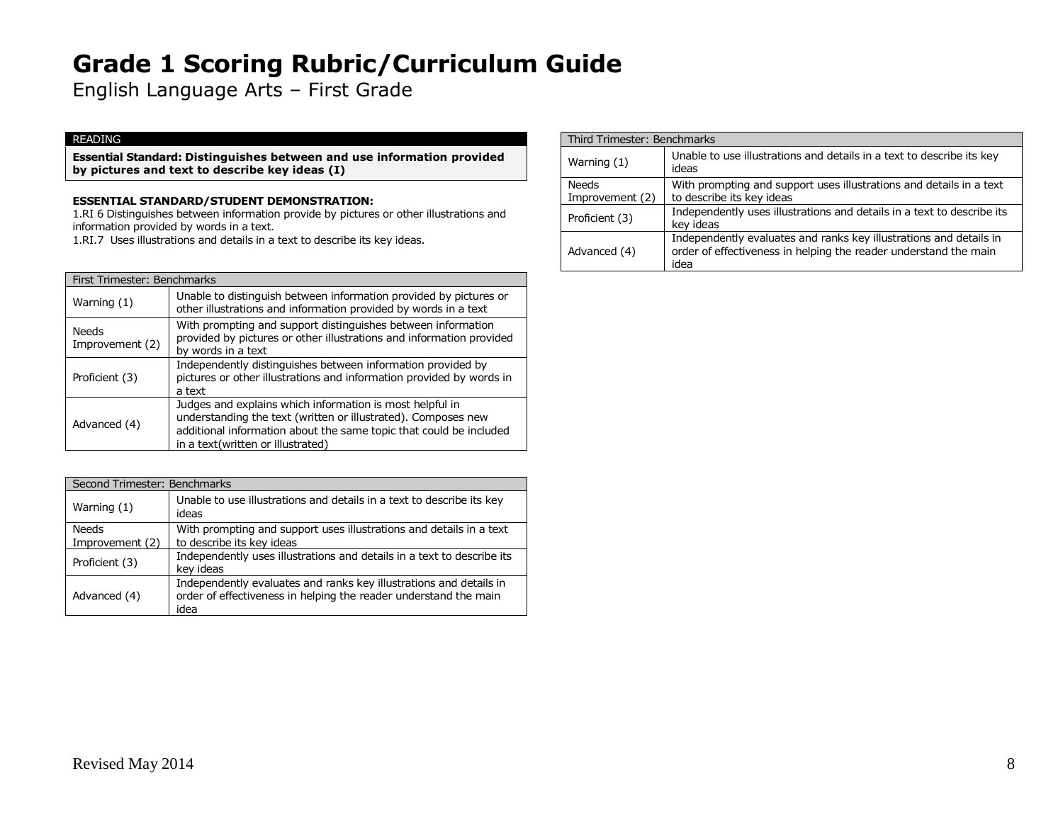# Grade 1 Scoring Rubric/Curriculum Guide

English Language Arts – First Grade

| READING |
|---|
| **Essential Standard: Distinguishes between and use information provided by pictures and text to describe key ideas (I)** |

**ESSENTIAL STANDARD/STUDENT DEMONSTRATION:**

1.RI 6 Distinguishes between information provide by pictures or other illustrations and information provided by words in a text.

1.RI.7 Uses illustrations and details in a text to describe its key ideas.

| First Trimester: Benchmarks | |
|---|---|
| Warning (1) | Unable to distinguish between information provided by pictures or other illustrations and information provided by words in a text |
| Needs Improvement (2) | With prompting and support distinguishes between information provided by pictures or other illustrations and information provided by words in a text |
| Proficient (3) | Independently distinguishes between information provided by pictures or other illustrations and information provided by words in a text |
| Advanced (4) | Judges and explains which information is most helpful in understanding the text (written or illustrated). Composes new additional information about the same topic that could be included in a text(written or illustrated) |

| Second Trimester: Benchmarks | |
|---|---|
| Warning (1) | Unable to use illustrations and details in a text to describe its key ideas |
| Needs Improvement (2) | With prompting and support uses illustrations and details in a text to describe its key ideas |
| Proficient (3) | Independently uses illustrations and details in a text to describe its key ideas |
| Advanced (4) | Independently evaluates and ranks key illustrations and details in order of effectiveness in helping the reader understand the main idea |

| Third Trimester: Benchmarks | |
|---|---|
| Warning (1) | Unable to use illustrations and details in a text to describe its key ideas |
| Needs Improvement (2) | With prompting and support uses illustrations and details in a text to describe its key ideas |
| Proficient (3) | Independently uses illustrations and details in a text to describe its key ideas |
| Advanced (4) | Independently evaluates and ranks key illustrations and details in order of effectiveness in helping the reader understand the main idea |

Revised May 2014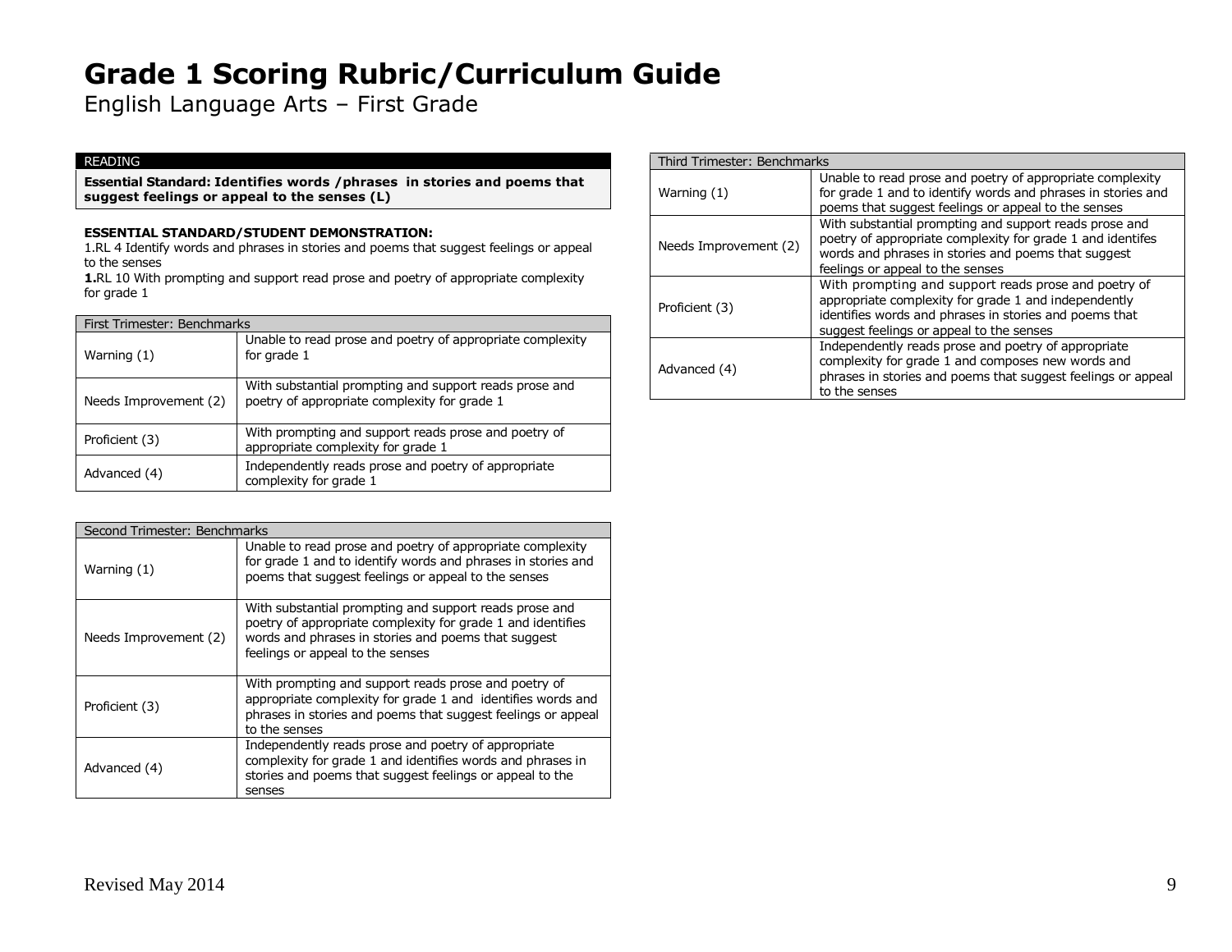# Grade 1 Scoring Rubric/Curriculum Guide

English Language Arts – First Grade

READING

**Essential Standard: Identifies words /phrases in stories and poems that suggest feelings or appeal to the senses (L)**

**ESSENTIAL STANDARD/STUDENT DEMONSTRATION:**

1.RL 4 Identify words and phrases in stories and poems that suggest feelings or appeal to the senses

**1.**RL 10 With prompting and support read prose and poetry of appropriate complexity for grade 1

| First Trimester: Benchmarks | |
|---|---|
| Warning (1) | Unable to read prose and poetry of appropriate complexity for grade 1 |
| Needs Improvement (2) | With substantial prompting and support reads prose and poetry of appropriate complexity for grade 1 |
| Proficient (3) | With prompting and support reads prose and poetry of appropriate complexity for grade 1 |
| Advanced (4) | Independently reads prose and poetry of appropriate complexity for grade 1 |

| Second Trimester: Benchmarks | |
|---|---|
| Warning (1) | Unable to read prose and poetry of appropriate complexity for grade 1 and to identify words and phrases in stories and poems that suggest feelings or appeal to the senses |
| Needs Improvement (2) | With substantial prompting and support reads prose and poetry of appropriate complexity for grade 1 and identifies words and phrases in stories and poems that suggest feelings or appeal to the senses |
| Proficient (3) | With prompting and support reads prose and poetry of appropriate complexity for grade 1 and identifies words and phrases in stories and poems that suggest feelings or appeal to the senses |
| Advanced (4) | Independently reads prose and poetry of appropriate complexity for grade 1 and identifies words and phrases in stories and poems that suggest feelings or appeal to the senses |

| Third Trimester: Benchmarks | |
|---|---|
| Warning (1) | Unable to read prose and poetry of appropriate complexity for grade 1 and to identify words and phrases in stories and poems that suggest feelings or appeal to the senses |
| Needs Improvement (2) | With substantial prompting and support reads prose and poetry of appropriate complexity for grade 1 and identifes words and phrases in stories and poems that suggest feelings or appeal to the senses |
| Proficient (3) | With prompting and support reads prose and poetry of appropriate complexity for grade 1 and independently identifies words and phrases in stories and poems that suggest feelings or appeal to the senses |
| Advanced (4) | Independently reads prose and poetry of appropriate complexity for grade 1 and composes new words and phrases in stories and poems that suggest feelings or appeal to the senses |

Revised May 2014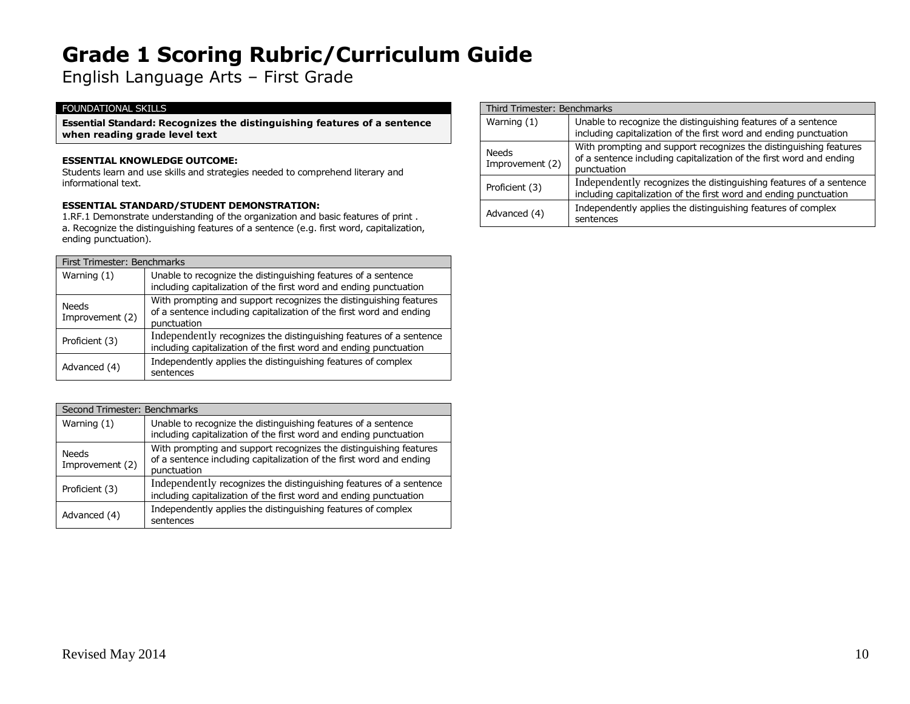# Grade 1 Scoring Rubric/Curriculum Guide

English Language Arts – First Grade

| FOUNDATIONAL SKILLS |
| --- |
| **Essential Standard: Recognizes the distinguishing features of a sentence when reading grade level text** |

**ESSENTIAL KNOWLEDGE OUTCOME:**
Students learn and use skills and strategies needed to comprehend literary and informational text.

**ESSENTIAL STANDARD/STUDENT DEMONSTRATION:**
1.RF.1 Demonstrate understanding of the organization and basic features of print .
a. Recognize the distinguishing features of a sentence (e.g. first word, capitalization, ending punctuation).

| First Trimester: Benchmarks | |
| --- | --- |
| Warning (1) | Unable to recognize the distinguishing features of a sentence including capitalization of the first word and ending punctuation |
| Needs Improvement (2) | With prompting and support recognizes the distinguishing features of a sentence including capitalization of the first word and ending punctuation |
| Proficient (3) | Independently recognizes the distinguishing features of a sentence including capitalization of the first word and ending punctuation |
| Advanced (4) | Independently applies the distinguishing features of complex sentences |

| Second Trimester: Benchmarks | |
| --- | --- |
| Warning (1) | Unable to recognize the distinguishing features of a sentence including capitalization of the first word and ending punctuation |
| Needs Improvement (2) | With prompting and support recognizes the distinguishing features of a sentence including capitalization of the first word and ending punctuation |
| Proficient (3) | Independently recognizes the distinguishing features of a sentence including capitalization of the first word and ending punctuation |
| Advanced (4) | Independently applies the distinguishing features of complex sentences |

| Third Trimester: Benchmarks | |
| --- | --- |
| Warning (1) | Unable to recognize the distinguishing features of a sentence including capitalization of the first word and ending punctuation |
| Needs Improvement (2) | With prompting and support recognizes the distinguishing features of a sentence including capitalization of the first word and ending punctuation |
| Proficient (3) | Independently recognizes the distinguishing features of a sentence including capitalization of the first word and ending punctuation |
| Advanced (4) | Independently applies the distinguishing features of complex sentences |

Revised May 2014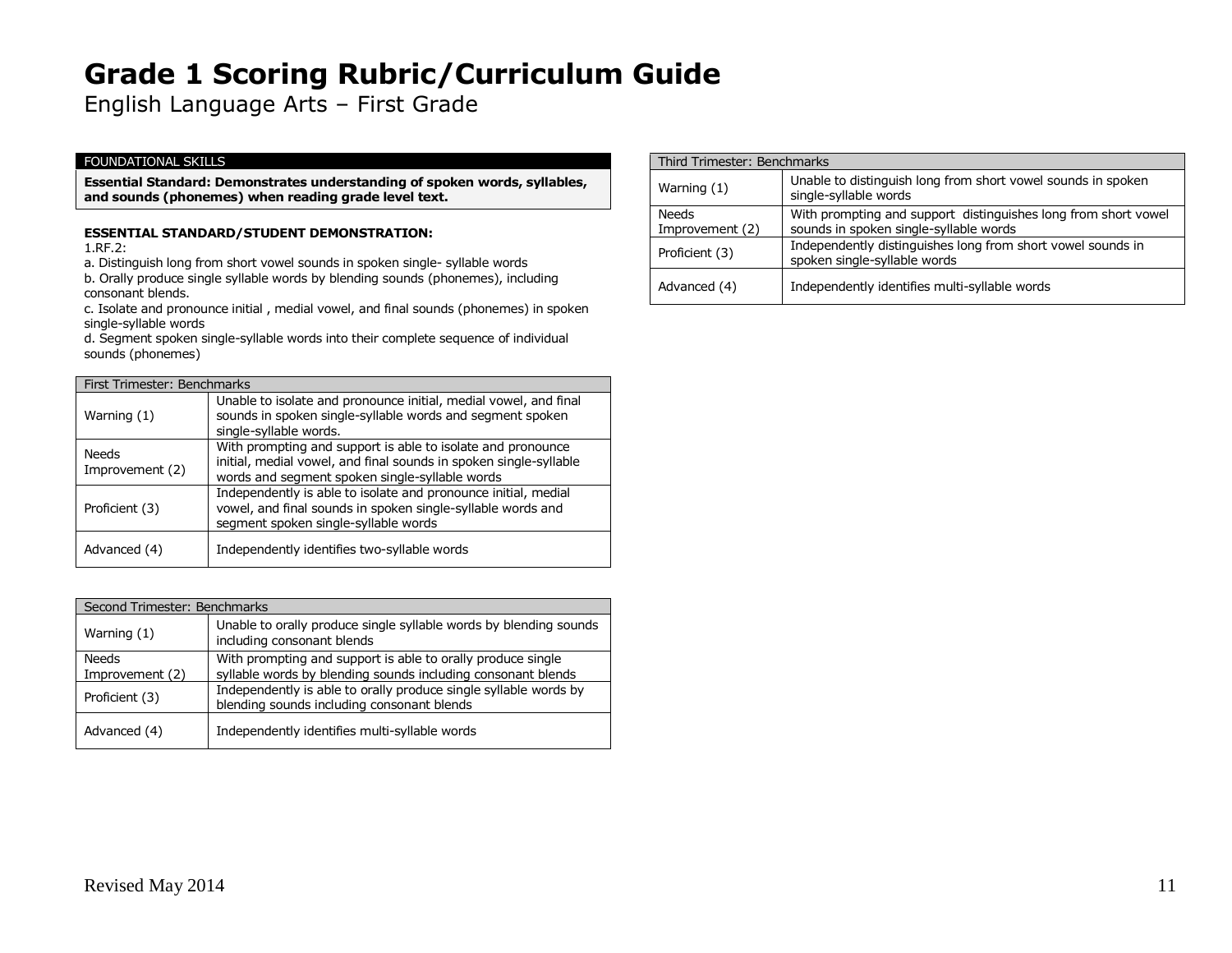# Grade 1 Scoring Rubric/Curriculum Guide

English Language Arts – First Grade

FOUNDATIONAL SKILLS

**Essential Standard: Demonstrates understanding of spoken words, syllables, and sounds (phonemes) when reading grade level text.**

**ESSENTIAL STANDARD/STUDENT DEMONSTRATION:**

1.RF.2:

a. Distinguish long from short vowel sounds in spoken single- syllable words

b. Orally produce single syllable words by blending sounds (phonemes), including consonant blends.

c. Isolate and pronounce initial , medial vowel, and final sounds (phonemes) in spoken single-syllable words

d. Segment spoken single-syllable words into their complete sequence of individual sounds (phonemes)

| First Trimester: Benchmarks | |
|---|---|
| Warning (1) | Unable to isolate and pronounce initial, medial vowel, and final sounds in spoken single-syllable words and segment spoken single-syllable words. |
| Needs Improvement (2) | With prompting and support is able to isolate and pronounce initial, medial vowel, and final sounds in spoken single-syllable words and segment spoken single-syllable words |
| Proficient (3) | Independently is able to isolate and pronounce initial, medial vowel, and final sounds in spoken single-syllable words and segment spoken single-syllable words |
| Advanced (4) | Independently identifies two-syllable words |

| Second Trimester: Benchmarks | |
|---|---|
| Warning (1) | Unable to orally produce single syllable words by blending sounds including consonant blends |
| Needs Improvement (2) | With prompting and support is able to orally produce single syllable words by blending sounds including consonant blends |
| Proficient (3) | Independently is able to orally produce single syllable words by blending sounds including consonant blends |
| Advanced (4) | Independently identifies multi-syllable words |

| Third Trimester: Benchmarks | |
|---|---|
| Warning (1) | Unable to distinguish long from short vowel sounds in spoken single-syllable words |
| Needs Improvement (2) | With prompting and support distinguishes long from short vowel sounds in spoken single-syllable words |
| Proficient (3) | Independently distinguishes long from short vowel sounds in spoken single-syllable words |
| Advanced (4) | Independently identifies multi-syllable words |

Revised May 2014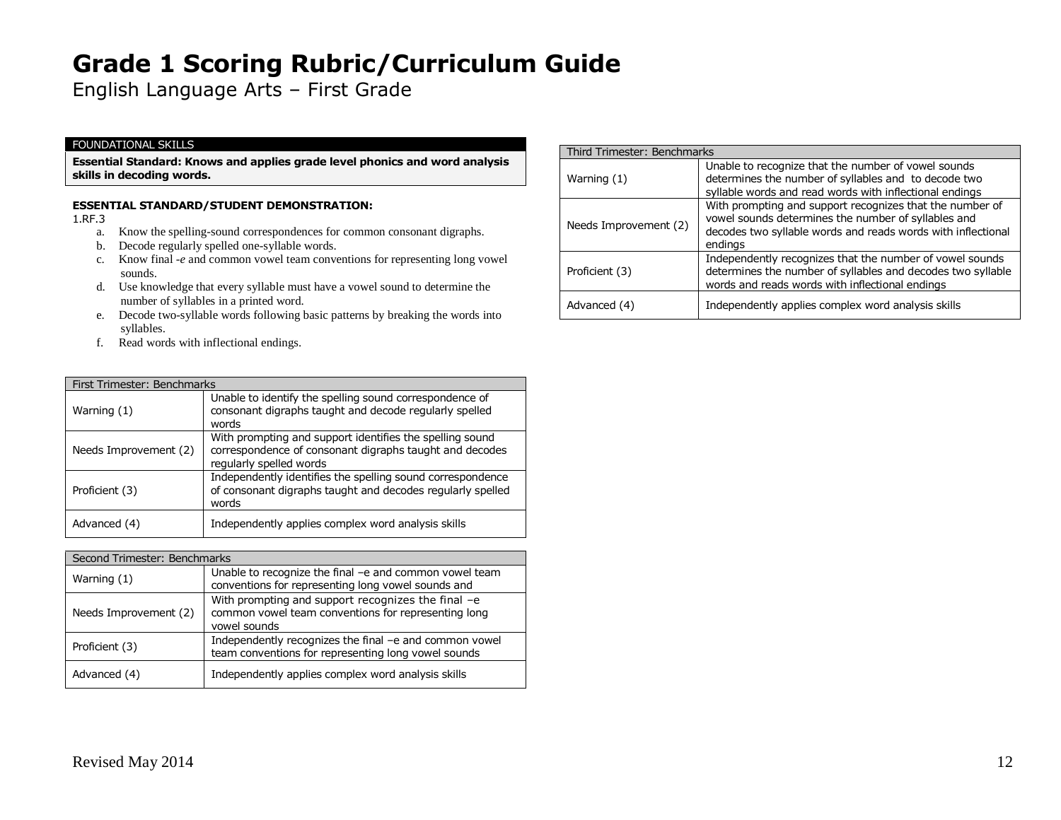# Grade 1 Scoring Rubric/Curriculum Guide

English Language Arts – First Grade

| FOUNDATIONAL SKILLS |
|---|
| **Essential Standard: Knows and applies grade level phonics and word analysis skills in decoding words.** |

**ESSENTIAL STANDARD/STUDENT DEMONSTRATION:**

1.RF.3

a. Know the spelling-sound correspondences for common consonant digraphs.
b. Decode regularly spelled one-syllable words.
c. Know final -*e* and common vowel team conventions for representing long vowel sounds.
d. Use knowledge that every syllable must have a vowel sound to determine the number of syllables in a printed word.
e. Decode two-syllable words following basic patterns by breaking the words into syllables.
f. Read words with inflectional endings.

| First Trimester: Benchmarks | |
|---|---|
| Warning (1) | Unable to identify the spelling sound correspondence of consonant digraphs taught and decode regularly spelled words |
| Needs Improvement (2) | With prompting and support identifies the spelling sound correspondence of consonant digraphs taught and decodes regularly spelled words |
| Proficient (3) | Independently identifies the spelling sound correspondence of consonant digraphs taught and decodes regularly spelled words |
| Advanced (4) | Independently applies complex word analysis skills |

| Second Trimester: Benchmarks | |
|---|---|
| Warning (1) | Unable to recognize the final –e and common vowel team conventions for representing long vowel sounds and |
| Needs Improvement (2) | With prompting and support recognizes the final –e common vowel team conventions for representing long vowel sounds |
| Proficient (3) | Independently recognizes the final –e and common vowel team conventions for representing long vowel sounds |
| Advanced (4) | Independently applies complex word analysis skills |

| Third Trimester: Benchmarks | |
|---|---|
| Warning (1) | Unable to recognize that the number of vowel sounds determines the number of syllables and to decode two syllable words and read words with inflectional endings |
| Needs Improvement (2) | With prompting and support recognizes that the number of vowel sounds determines the number of syllables and decodes two syllable words and reads words with inflectional endings |
| Proficient (3) | Independently recognizes that the number of vowel sounds determines the number of syllables and decodes two syllable words and reads words with inflectional endings |
| Advanced (4) | Independently applies complex word analysis skills |

Revised May 2014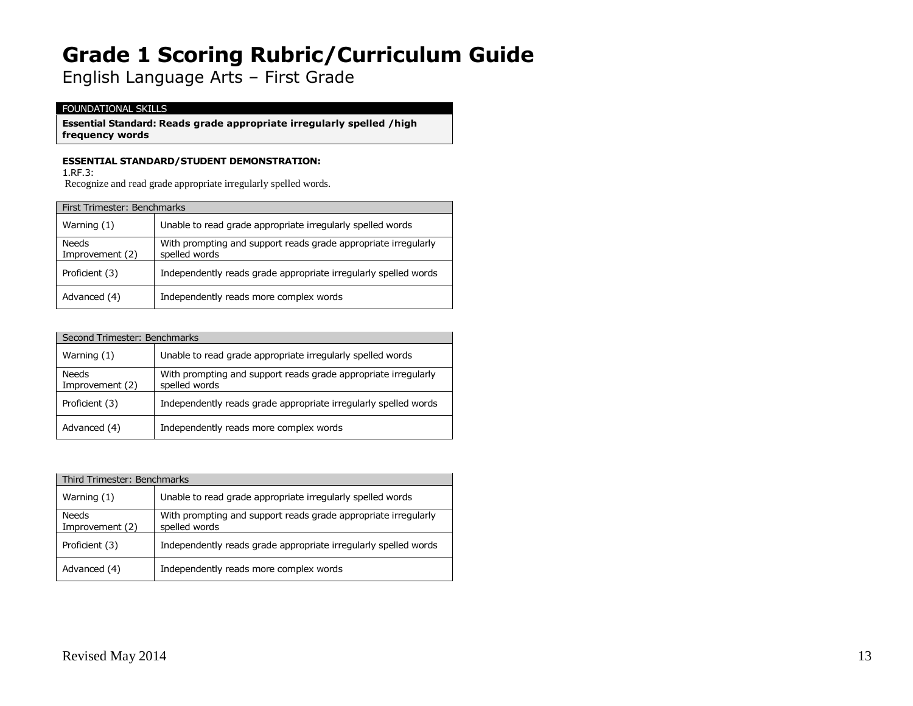# Grade 1 Scoring Rubric/Curriculum Guide

English Language Arts – First Grade

| FOUNDATIONAL SKILLS |
|---|
| **Essential Standard: Reads grade appropriate irregularly spelled /high frequency words** |

**ESSENTIAL STANDARD/STUDENT DEMONSTRATION:**

1.RF.3:

Recognize and read grade appropriate irregularly spelled words.

| First Trimester: Benchmarks | |
|---|---|
| Warning (1) | Unable to read grade appropriate irregularly spelled words |
| Needs Improvement (2) | With prompting and support reads grade appropriate irregularly spelled words |
| Proficient (3) | Independently reads grade appropriate irregularly spelled words |
| Advanced (4) | Independently reads more complex words |

| Second Trimester: Benchmarks | |
|---|---|
| Warning (1) | Unable to read grade appropriate irregularly spelled words |
| Needs Improvement (2) | With prompting and support reads grade appropriate irregularly spelled words |
| Proficient (3) | Independently reads grade appropriate irregularly spelled words |
| Advanced (4) | Independently reads more complex words |

| Third Trimester: Benchmarks | |
|---|---|
| Warning (1) | Unable to read grade appropriate irregularly spelled words |
| Needs Improvement (2) | With prompting and support reads grade appropriate irregularly spelled words |
| Proficient (3) | Independently reads grade appropriate irregularly spelled words |
| Advanced (4) | Independently reads more complex words |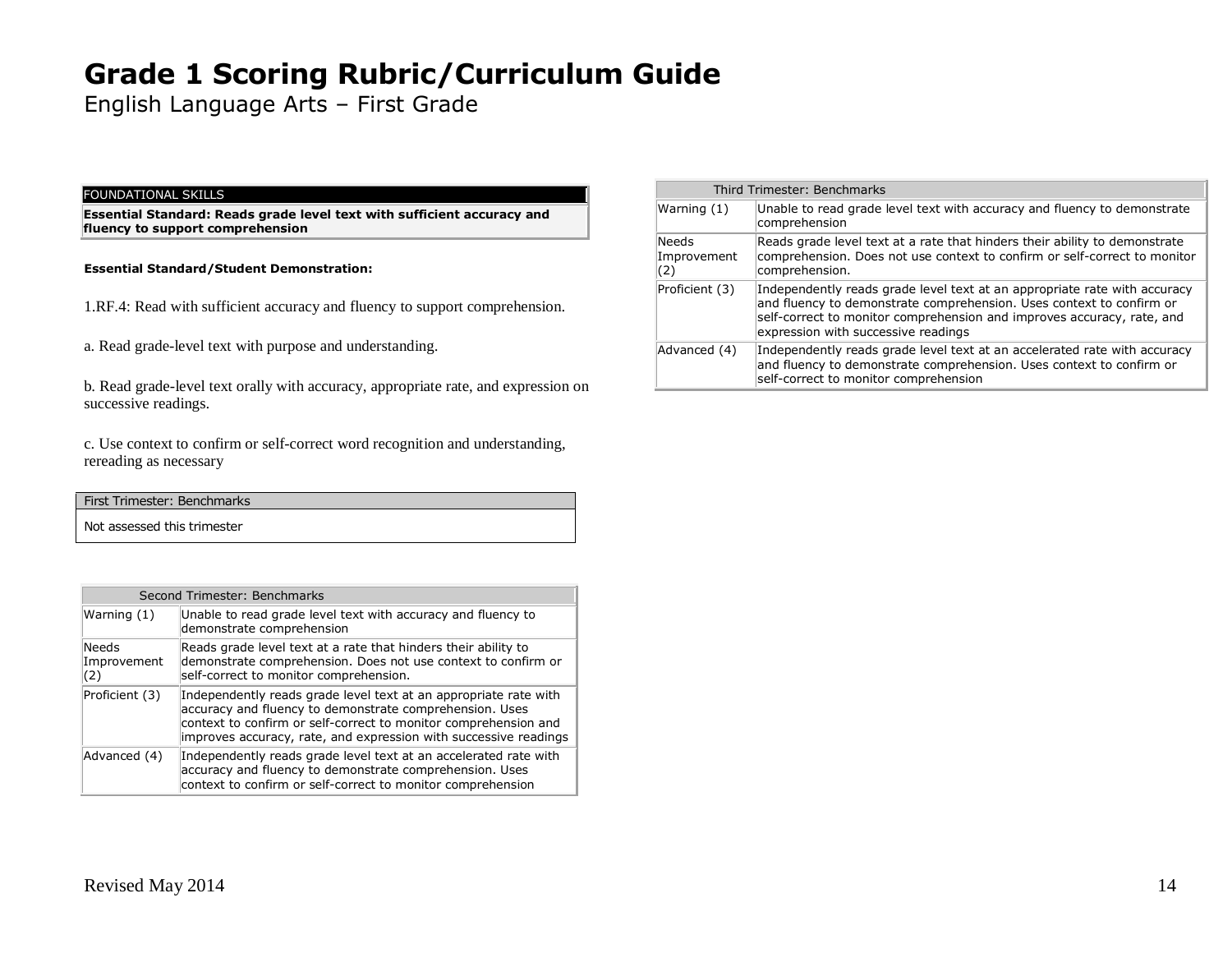# Grade 1 Scoring Rubric/Curriculum Guide

English Language Arts – First Grade

| FOUNDATIONAL SKILLS |
|---|
| **Essential Standard: Reads grade level text with sufficient accuracy and fluency to support comprehension** |

**Essential Standard/Student Demonstration:**

1.RF.4: Read with sufficient accuracy and fluency to support comprehension.

a. Read grade-level text with purpose and understanding.

b. Read grade-level text orally with accuracy, appropriate rate, and expression on successive readings.

c. Use context to confirm or self-correct word recognition and understanding, rereading as necessary

| First Trimester: Benchmarks |
|---|
| Not assessed this trimester |

| Second Trimester: Benchmarks | |
|---|---|
| Warning (1) | Unable to read grade level text with accuracy and fluency to demonstrate comprehension |
| Needs Improvement (2) | Reads grade level text at a rate that hinders their ability to demonstrate comprehension. Does not use context to confirm or self-correct to monitor comprehension. |
| Proficient (3) | Independently reads grade level text at an appropriate rate with accuracy and fluency to demonstrate comprehension. Uses context to confirm or self-correct to monitor comprehension and improves accuracy, rate, and expression with successive readings |
| Advanced (4) | Independently reads grade level text at an accelerated rate with accuracy and fluency to demonstrate comprehension. Uses context to confirm or self-correct to monitor comprehension |

| Third Trimester: Benchmarks | |
|---|---|
| Warning (1) | Unable to read grade level text with accuracy and fluency to demonstrate comprehension |
| Needs Improvement (2) | Reads grade level text at a rate that hinders their ability to demonstrate comprehension. Does not use context to confirm or self-correct to monitor comprehension. |
| Proficient (3) | Independently reads grade level text at an appropriate rate with accuracy and fluency to demonstrate comprehension. Uses context to confirm or self-correct to monitor comprehension and improves accuracy, rate, and expression with successive readings |
| Advanced (4) | Independently reads grade level text at an accelerated rate with accuracy and fluency to demonstrate comprehension. Uses context to confirm or self-correct to monitor comprehension |

Revised May 2014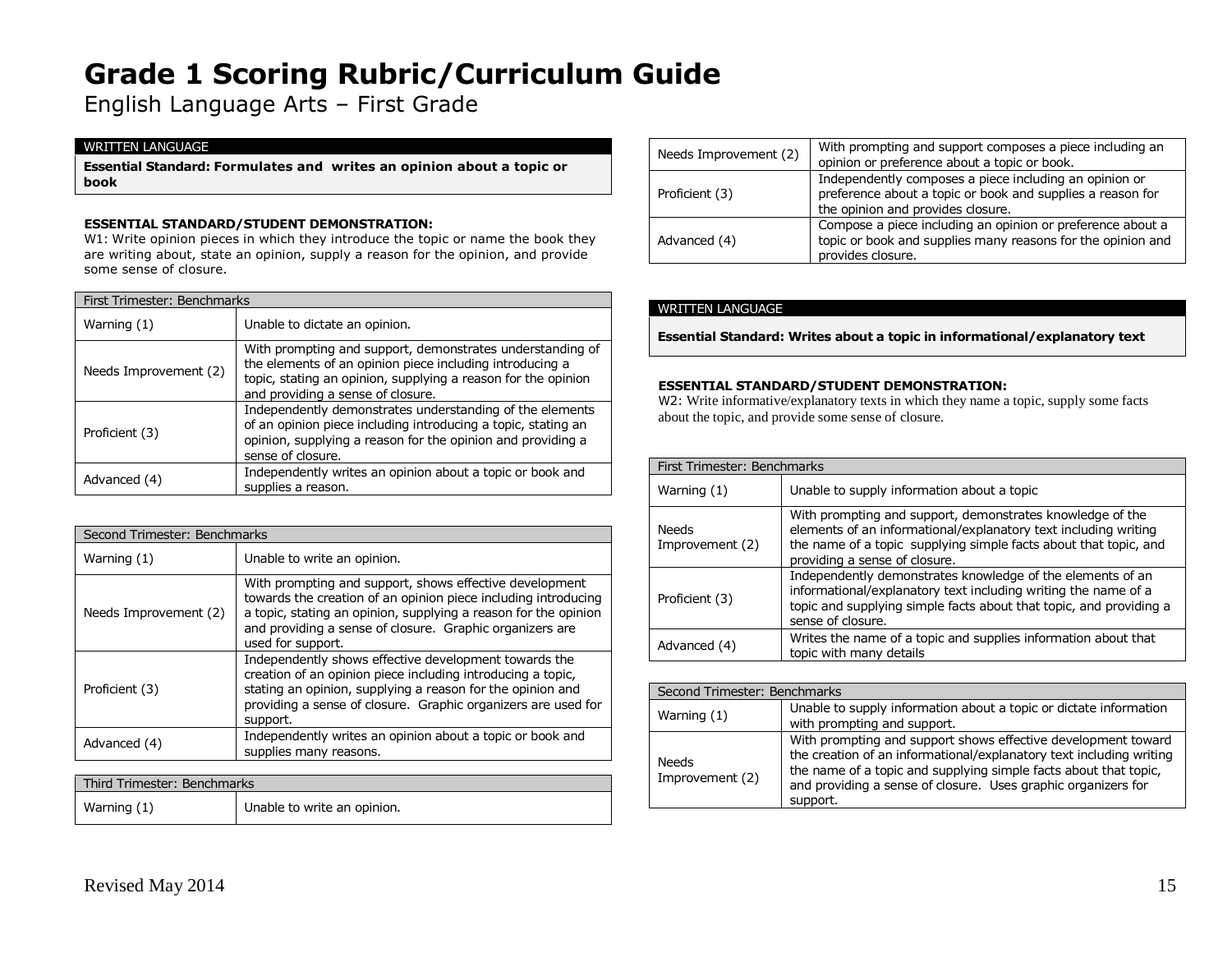# Grade 1 Scoring Rubric/Curriculum Guide

English Language Arts – First Grade

| WRITTEN LANGUAGE |
|---|
| **Essential Standard: Formulates and writes an opinion about a topic or book** |

**ESSENTIAL STANDARD/STUDENT DEMONSTRATION:**

W1: Write opinion pieces in which they introduce the topic or name the book they are writing about, state an opinion, supply a reason for the opinion, and provide some sense of closure.

| First Trimester: Benchmarks | |
|---|---|
| Warning (1) | Unable to dictate an opinion. |
| Needs Improvement (2) | With prompting and support, demonstrates understanding of the elements of an opinion piece including introducing a topic, stating an opinion, supplying a reason for the opinion and providing a sense of closure. |
| Proficient (3) | Independently demonstrates understanding of the elements of an opinion piece including introducing a topic, stating an opinion, supplying a reason for the opinion and providing a sense of closure. |
| Advanced (4) | Independently writes an opinion about a topic or book and supplies a reason. |

| Second Trimester: Benchmarks | |
|---|---|
| Warning (1) | Unable to write an opinion. |
| Needs Improvement (2) | With prompting and support, shows effective development towards the creation of an opinion piece including introducing a topic, stating an opinion, supplying a reason for the opinion and providing a sense of closure. Graphic organizers are used for support. |
| Proficient (3) | Independently shows effective development towards the creation of an opinion piece including introducing a topic, stating an opinion, supplying a reason for the opinion and providing a sense of closure. Graphic organizers are used for support. |
| Advanced (4) | Independently writes an opinion about a topic or book and supplies many reasons. |

| Third Trimester: Benchmarks | |
|---|---|
| Warning (1) | Unable to write an opinion. |
| Needs Improvement (2) | With prompting and support composes a piece including an opinion or preference about a topic or book. |
| Proficient (3) | Independently composes a piece including an opinion or preference about a topic or book and supplies a reason for the opinion and provides closure. |
| Advanced (4) | Compose a piece including an opinion or preference about a topic or book and supplies many reasons for the opinion and provides closure. |

| WRITTEN LANGUAGE |
|---|
| **Essential Standard: Writes about a topic in informational/explanatory text** |

**ESSENTIAL STANDARD/STUDENT DEMONSTRATION:**

W2: Write informative/explanatory texts in which they name a topic, supply some facts about the topic, and provide some sense of closure.

| First Trimester: Benchmarks | |
|---|---|
| Warning (1) | Unable to supply information about a topic |
| Needs Improvement (2) | With prompting and support, demonstrates knowledge of the elements of an informational/explanatory text including writing the name of a topic supplying simple facts about that topic, and providing a sense of closure. |
| Proficient (3) | Independently demonstrates knowledge of the elements of an informational/explanatory text including writing the name of a topic and supplying simple facts about that topic, and providing a sense of closure. |
| Advanced (4) | Writes the name of a topic and supplies information about that topic with many details |

| Second Trimester: Benchmarks | |
|---|---|
| Warning (1) | Unable to supply information about a topic or dictate information with prompting and support. |
| Needs Improvement (2) | With prompting and support shows effective development toward the creation of an informational/explanatory text including writing the name of a topic and supplying simple facts about that topic, and providing a sense of closure. Uses graphic organizers for support. |

Revised May 2014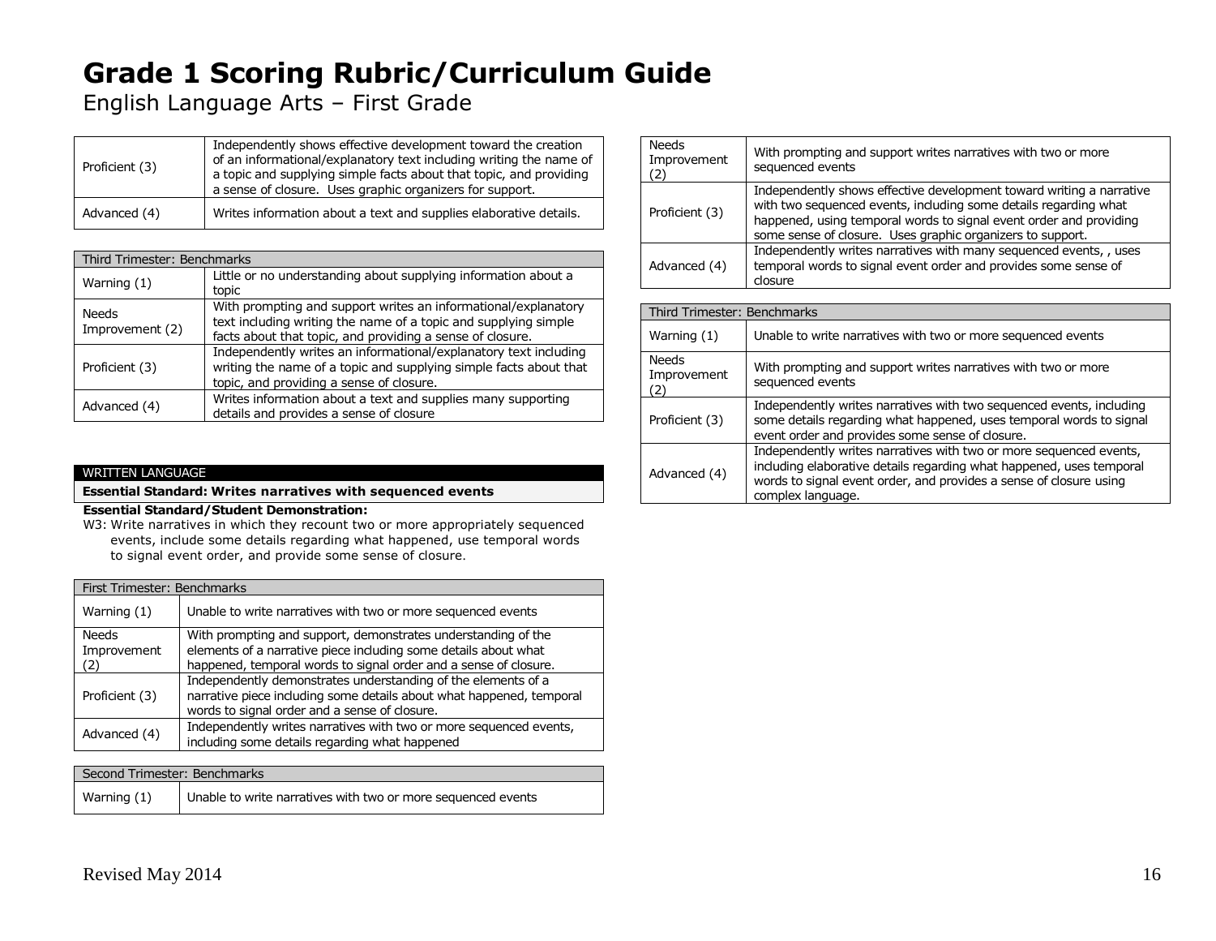# Grade 1 Scoring Rubric/Curriculum Guide

English Language Arts – First Grade

| | |
|---|---|
| Proficient (3) | Independently shows effective development toward the creation of an informational/explanatory text including writing the name of a topic and supplying simple facts about that topic, and providing a sense of closure. Uses graphic organizers for support. |
| Advanced (4) | Writes information about a text and supplies elaborative details. |

| Third Trimester: Benchmarks | |
|---|---|
| Warning (1) | Little or no understanding about supplying information about a topic |
| Needs Improvement (2) | With prompting and support writes an informational/explanatory text including writing the name of a topic and supplying simple facts about that topic, and providing a sense of closure. |
| Proficient (3) | Independently writes an informational/explanatory text including writing the name of a topic and supplying simple facts about that topic, and providing a sense of closure. |
| Advanced (4) | Writes information about a text and supplies many supporting details and provides a sense of closure |

WRITTEN LANGUAGE

**Essential Standard: Writes narratives with sequenced events**

**Essential Standard/Student Demonstration:**

W3: Write narratives in which they recount two or more appropriately sequenced events, include some details regarding what happened, use temporal words to signal event order, and provide some sense of closure.

| First Trimester: Benchmarks | |
|---|---|
| Warning (1) | Unable to write narratives with two or more sequenced events |
| Needs Improvement (2) | With prompting and support, demonstrates understanding of the elements of a narrative piece including some details about what happened, temporal words to signal order and a sense of closure. |
| Proficient (3) | Independently demonstrates understanding of the elements of a narrative piece including some details about what happened, temporal words to signal order and a sense of closure. |
| Advanced (4) | Independently writes narratives with two or more sequenced events, including some details regarding what happened |

| Second Trimester: Benchmarks | |
|---|---|
| Warning (1) | Unable to write narratives with two or more sequenced events |
| Needs Improvement (2) | With prompting and support writes narratives with two or more sequenced events |
| Proficient (3) | Independently shows effective development toward writing a narrative with two sequenced events, including some details regarding what happened, using temporal words to signal event order and providing some sense of closure. Uses graphic organizers to support. |
| Advanced (4) | Independently writes narratives with many sequenced events, , uses temporal words to signal event order and provides some sense of closure |

| Third Trimester: Benchmarks | |
|---|---|
| Warning (1) | Unable to write narratives with two or more sequenced events |
| Needs Improvement (2) | With prompting and support writes narratives with two or more sequenced events |
| Proficient (3) | Independently writes narratives with two sequenced events, including some details regarding what happened, uses temporal words to signal event order and provides some sense of closure. |
| Advanced (4) | Independently writes narratives with two or more sequenced events, including elaborative details regarding what happened, uses temporal words to signal event order, and provides a sense of closure using complex language. |

Revised May 2014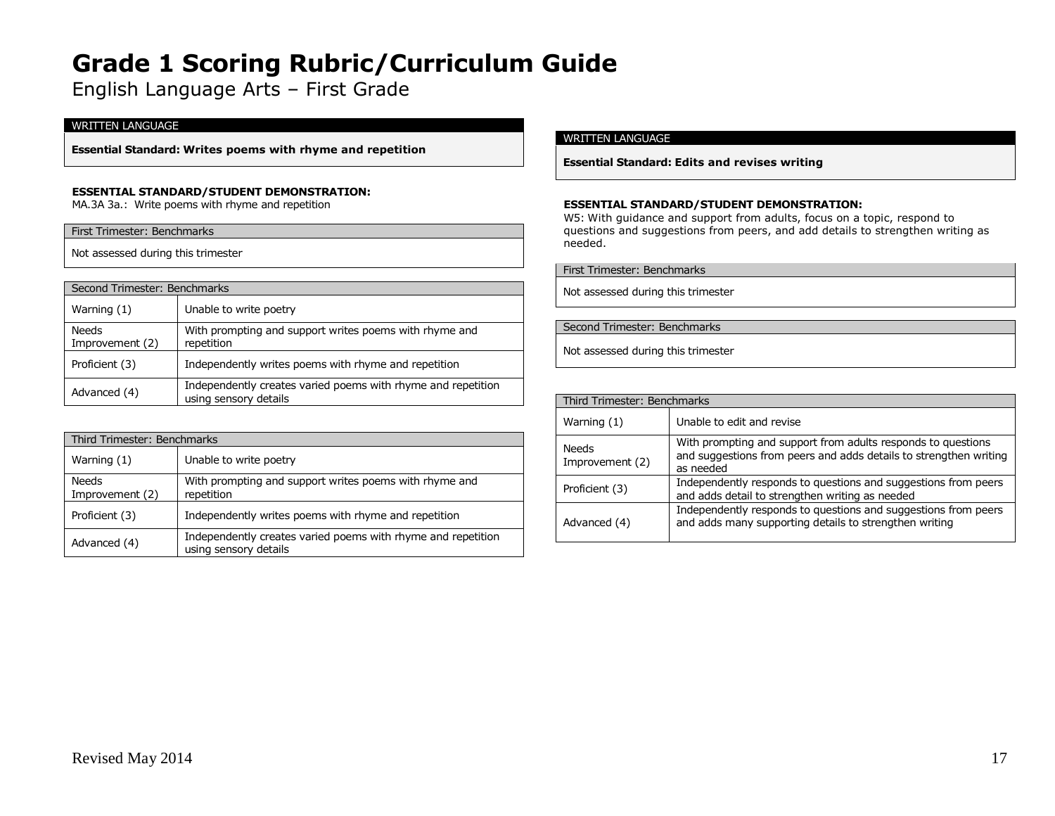# Grade 1 Scoring Rubric/Curriculum Guide

English Language Arts – First Grade

## WRITTEN LANGUAGE

**Essential Standard: Writes poems with rhyme and repetition**

**ESSENTIAL STANDARD/STUDENT DEMONSTRATION:**
MA.3A 3a.: Write poems with rhyme and repetition

| First Trimester: Benchmarks |
|---|
| Not assessed during this trimester |

| Second Trimester: Benchmarks | |
|---|---|
| Warning (1) | Unable to write poetry |
| Needs Improvement (2) | With prompting and support writes poems with rhyme and repetition |
| Proficient (3) | Independently writes poems with rhyme and repetition |
| Advanced (4) | Independently creates varied poems with rhyme and repetition using sensory details |

| Third Trimester: Benchmarks | |
|---|---|
| Warning (1) | Unable to write poetry |
| Needs Improvement (2) | With prompting and support writes poems with rhyme and repetition |
| Proficient (3) | Independently writes poems with rhyme and repetition |
| Advanced (4) | Independently creates varied poems with rhyme and repetition using sensory details |

## WRITTEN LANGUAGE

**Essential Standard: Edits and revises writing**

**ESSENTIAL STANDARD/STUDENT DEMONSTRATION:**
W5: With guidance and support from adults, focus on a topic, respond to questions and suggestions from peers, and add details to strengthen writing as needed.

| First Trimester: Benchmarks |
|---|
| Not assessed during this trimester |

| Second Trimester: Benchmarks |
|---|
| Not assessed during this trimester |

| Third Trimester: Benchmarks | |
|---|---|
| Warning (1) | Unable to edit and revise |
| Needs Improvement (2) | With prompting and support from adults responds to questions and suggestions from peers and adds details to strengthen writing as needed |
| Proficient (3) | Independently responds to questions and suggestions from peers and adds detail to strengthen writing as needed |
| Advanced (4) | Independently responds to questions and suggestions from peers and adds many supporting details to strengthen writing |

Revised May 2014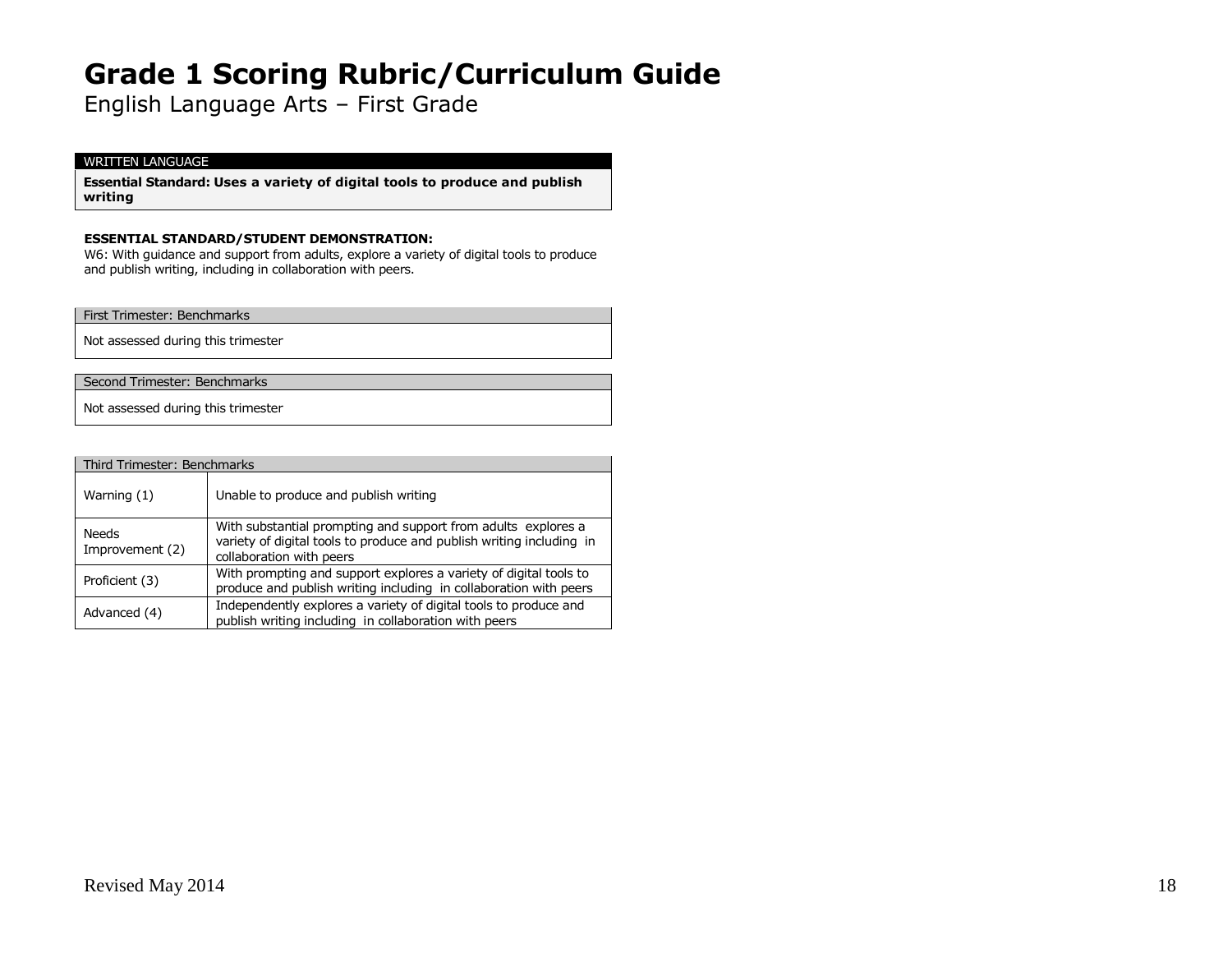# Grade 1 Scoring Rubric/Curriculum Guide

English Language Arts – First Grade

| WRITTEN LANGUAGE |
| --- |
| **Essential Standard: Uses a variety of digital tools to produce and publish writing** |

**ESSENTIAL STANDARD/STUDENT DEMONSTRATION:**

W6: With guidance and support from adults, explore a variety of digital tools to produce and publish writing, including in collaboration with peers.

| First Trimester: Benchmarks |
| --- |
| Not assessed during this trimester |

| Second Trimester: Benchmarks |
| --- |
| Not assessed during this trimester |

| Third Trimester: Benchmarks | |
| --- | --- |
| Warning (1) | Unable to produce and publish writing |
| Needs Improvement (2) | With substantial prompting and support from adults explores a variety of digital tools to produce and publish writing including in collaboration with peers |
| Proficient (3) | With prompting and support explores a variety of digital tools to produce and publish writing including in collaboration with peers |
| Advanced (4) | Independently explores a variety of digital tools to produce and publish writing including in collaboration with peers |

Revised May 2014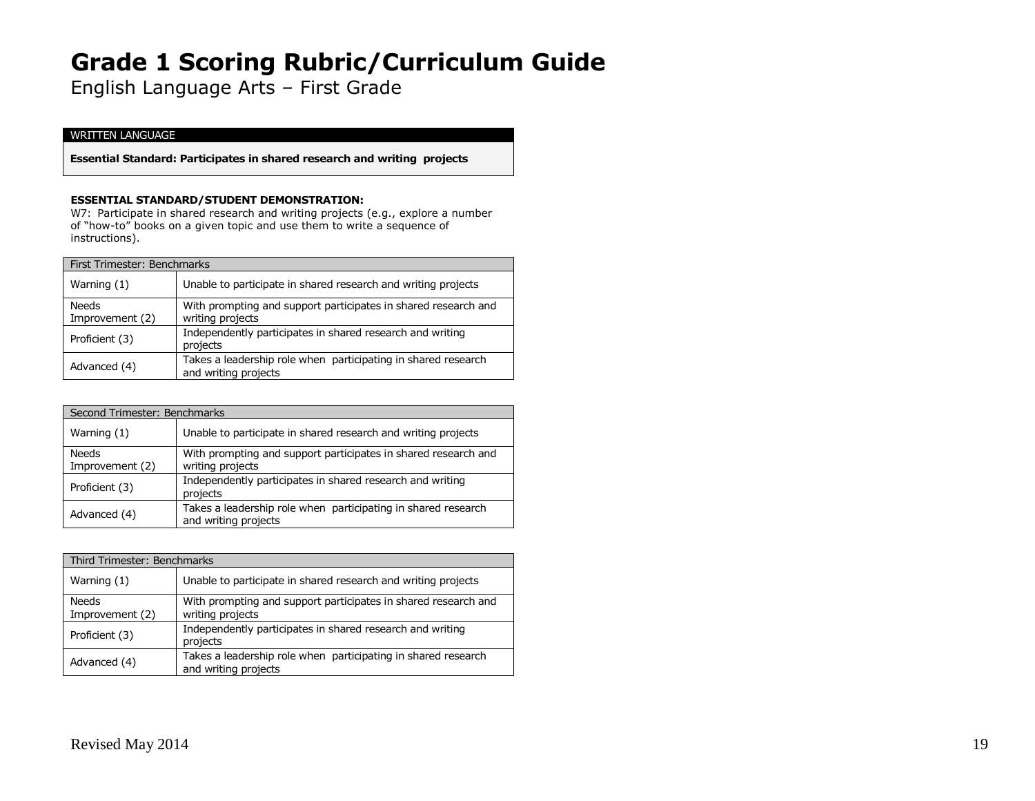# Grade 1 Scoring Rubric/Curriculum Guide

English Language Arts – First Grade

| WRITTEN LANGUAGE |
|---|
| **Essential Standard: Participates in shared research and writing projects** |

**ESSENTIAL STANDARD/STUDENT DEMONSTRATION:**

W7: Participate in shared research and writing projects (e.g., explore a number of "how-to" books on a given topic and use them to write a sequence of instructions).

| First Trimester: Benchmarks | |
|---|---|
| Warning (1) | Unable to participate in shared research and writing projects |
| Needs Improvement (2) | With prompting and support participates in shared research and writing projects |
| Proficient (3) | Independently participates in shared research and writing projects |
| Advanced (4) | Takes a leadership role when participating in shared research and writing projects |

| Second Trimester: Benchmarks | |
|---|---|
| Warning (1) | Unable to participate in shared research and writing projects |
| Needs Improvement (2) | With prompting and support participates in shared research and writing projects |
| Proficient (3) | Independently participates in shared research and writing projects |
| Advanced (4) | Takes a leadership role when participating in shared research and writing projects |

| Third Trimester: Benchmarks | |
|---|---|
| Warning (1) | Unable to participate in shared research and writing projects |
| Needs Improvement (2) | With prompting and support participates in shared research and writing projects |
| Proficient (3) | Independently participates in shared research and writing projects |
| Advanced (4) | Takes a leadership role when participating in shared research and writing projects |

Revised May 2014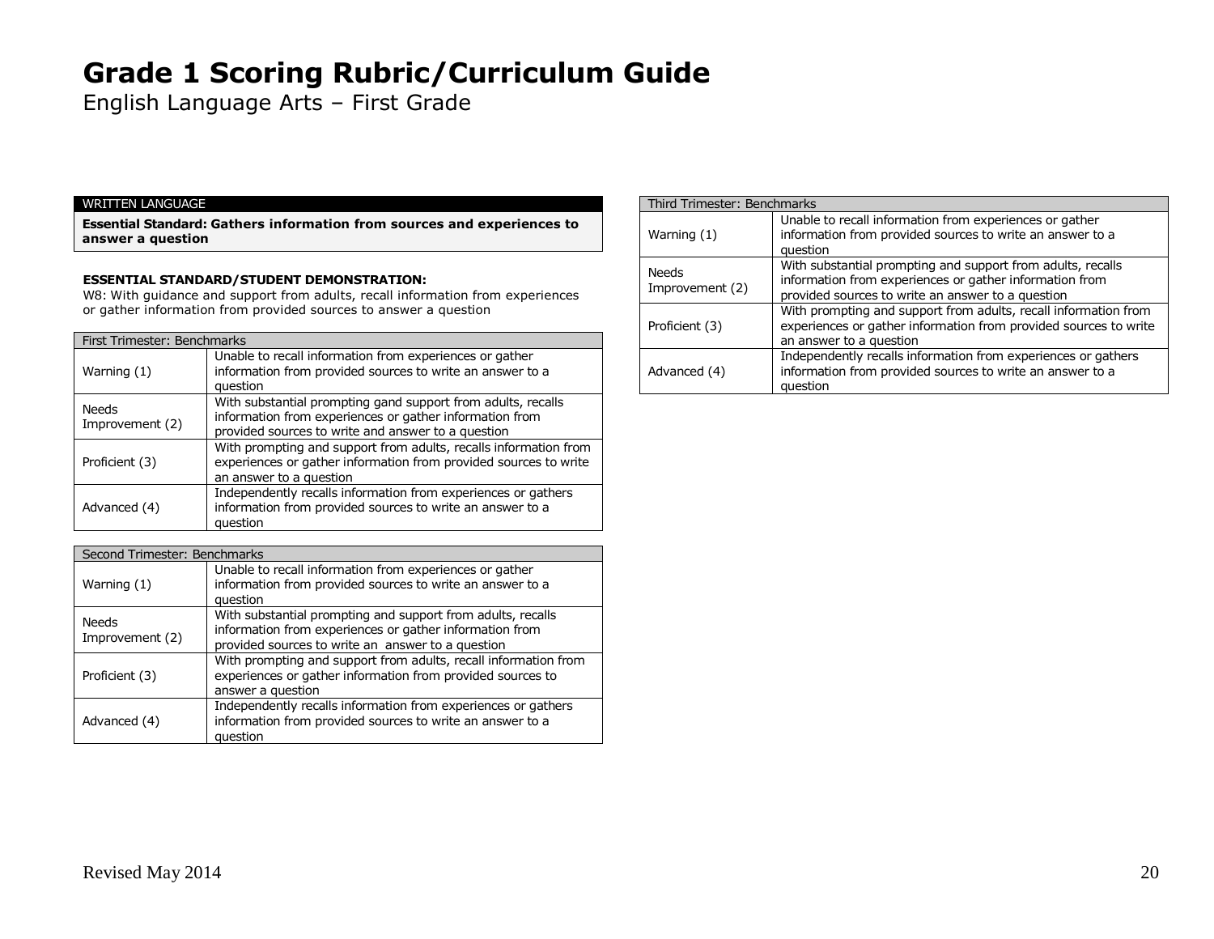# Grade 1 Scoring Rubric/Curriculum Guide

English Language Arts – First Grade

WRITTEN LANGUAGE

**Essential Standard: Gathers information from sources and experiences to answer a question**

**ESSENTIAL STANDARD/STUDENT DEMONSTRATION:**
W8: With guidance and support from adults, recall information from experiences or gather information from provided sources to answer a question

| First Trimester: Benchmarks | |
|---|---|
| Warning (1) | Unable to recall information from experiences or gather information from provided sources to write an answer to a question |
| Needs Improvement (2) | With substantial prompting gand support from adults, recalls information from experiences or gather information from provided sources to write and answer to a question |
| Proficient (3) | With prompting and support from adults, recalls information from experiences or gather information from provided sources to write an answer to a question |
| Advanced (4) | Independently recalls information from experiences or gathers information from provided sources to write an answer to a question |

| Second Trimester: Benchmarks | |
|---|---|
| Warning (1) | Unable to recall information from experiences or gather information from provided sources to write an answer to a question |
| Needs Improvement (2) | With substantial prompting and support from adults, recalls information from experiences or gather information from provided sources to write an answer to a question |
| Proficient (3) | With prompting and support from adults, recall information from experiences or gather information from provided sources to answer a question |
| Advanced (4) | Independently recalls information from experiences or gathers information from provided sources to write an answer to a question |

| Third Trimester: Benchmarks | |
|---|---|
| Warning (1) | Unable to recall information from experiences or gather information from provided sources to write an answer to a question |
| Needs Improvement (2) | With substantial prompting and support from adults, recalls information from experiences or gather information from provided sources to write an answer to a question |
| Proficient (3) | With prompting and support from adults, recall information from experiences or gather information from provided sources to write an answer to a question |
| Advanced (4) | Independently recalls information from experiences or gathers information from provided sources to write an answer to a question |

Revised May 2014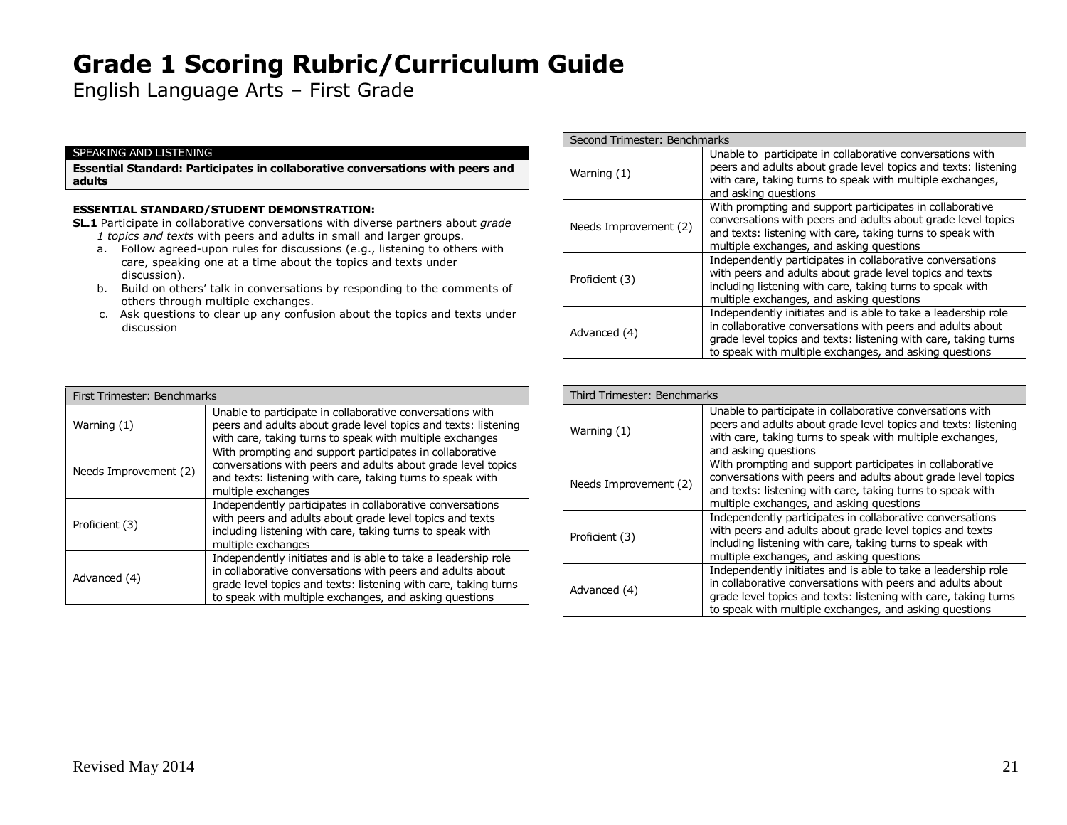# Grade 1 Scoring Rubric/Curriculum Guide

English Language Arts – First Grade

| SPEAKING AND LISTENING |
|---|
| **Essential Standard: Participates in collaborative conversations with peers and adults** |

**ESSENTIAL STANDARD/STUDENT DEMONSTRATION:**

**SL.1** Participate in collaborative conversations with diverse partners about *grade 1 topics and texts* with peers and adults in small and larger groups.

a. Follow agreed-upon rules for discussions (e.g., listening to others with care, speaking one at a time about the topics and texts under discussion).
b. Build on others' talk in conversations by responding to the comments of others through multiple exchanges.
c. Ask questions to clear up any confusion about the topics and texts under discussion

| First Trimester: Benchmarks | |
|---|---|
| Warning (1) | Unable to participate in collaborative conversations with peers and adults about grade level topics and texts: listening with care, taking turns to speak with multiple exchanges |
| Needs Improvement (2) | With prompting and support participates in collaborative conversations with peers and adults about grade level topics and texts: listening with care, taking turns to speak with multiple exchanges |
| Proficient (3) | Independently participates in collaborative conversations with peers and adults about grade level topics and texts including listening with care, taking turns to speak with multiple exchanges |
| Advanced (4) | Independently initiates and is able to take a leadership role in collaborative conversations with peers and adults about grade level topics and texts: listening with care, taking turns to speak with multiple exchanges, and asking questions |

| Second Trimester: Benchmarks | |
|---|---|
| Warning (1) | Unable to participate in collaborative conversations with peers and adults about grade level topics and texts: listening with care, taking turns to speak with multiple exchanges, and asking questions |
| Needs Improvement (2) | With prompting and support participates in collaborative conversations with peers and adults about grade level topics and texts: listening with care, taking turns to speak with multiple exchanges, and asking questions |
| Proficient (3) | Independently participates in collaborative conversations with peers and adults about grade level topics and texts including listening with care, taking turns to speak with multiple exchanges, and asking questions |
| Advanced (4) | Independently initiates and is able to take a leadership role in collaborative conversations with peers and adults about grade level topics and texts: listening with care, taking turns to speak with multiple exchanges, and asking questions |

| Third Trimester: Benchmarks | |
|---|---|
| Warning (1) | Unable to participate in collaborative conversations with peers and adults about grade level topics and texts: listening with care, taking turns to speak with multiple exchanges, and asking questions |
| Needs Improvement (2) | With prompting and support participates in collaborative conversations with peers and adults about grade level topics and texts: listening with care, taking turns to speak with multiple exchanges, and asking questions |
| Proficient (3) | Independently participates in collaborative conversations with peers and adults about grade level topics and texts including listening with care, taking turns to speak with multiple exchanges, and asking questions |
| Advanced (4) | Independently initiates and is able to take a leadership role in collaborative conversations with peers and adults about grade level topics and texts: listening with care, taking turns to speak with multiple exchanges, and asking questions |

Revised May 2014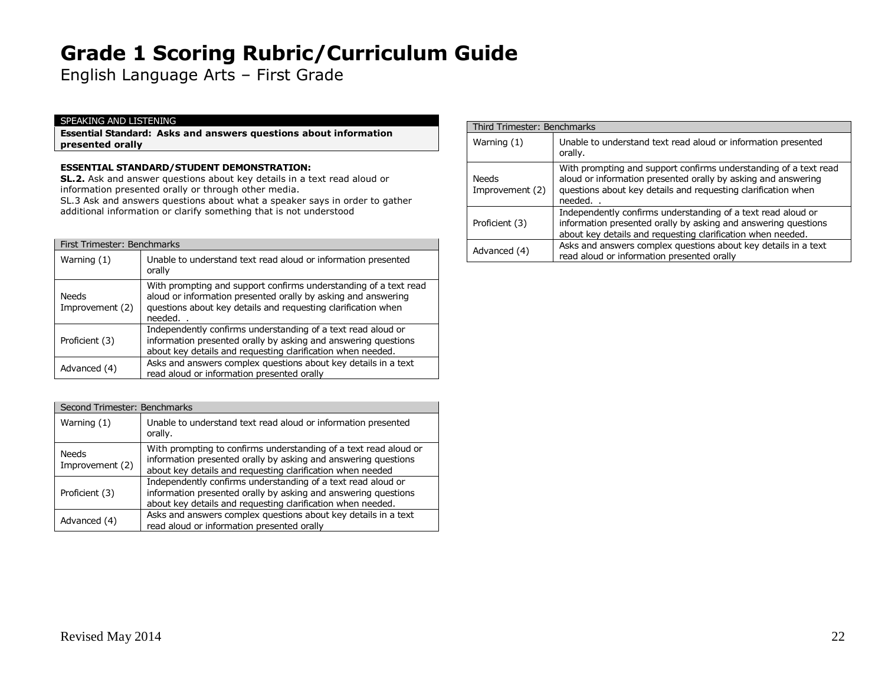# Grade 1 Scoring Rubric/Curriculum Guide

English Language Arts – First Grade

| SPEAKING AND LISTENING |
|---|
| **Essential Standard: Asks and answers questions about information presented orally** |

**ESSENTIAL STANDARD/STUDENT DEMONSTRATION:**

**SL.2.** Ask and answer questions about key details in a text read aloud or information presented orally or through other media.

SL.3 Ask and answers questions about what a speaker says in order to gather additional information or clarify something that is not understood

| First Trimester: Benchmarks | |
|---|---|
| Warning (1) | Unable to understand text read aloud or information presented orally |
| Needs Improvement (2) | With prompting and support confirms understanding of a text read aloud or information presented orally by asking and answering questions about key details and requesting clarification when needed. . |
| Proficient (3) | Independently confirms understanding of a text read aloud or information presented orally by asking and answering questions about key details and requesting clarification when needed. |
| Advanced (4) | Asks and answers complex questions about key details in a text read aloud or information presented orally |

| Second Trimester: Benchmarks | |
|---|---|
| Warning (1) | Unable to understand text read aloud or information presented orally. |
| Needs Improvement (2) | With prompting to confirms understanding of a text read aloud or information presented orally by asking and answering questions about key details and requesting clarification when needed |
| Proficient (3) | Independently confirms understanding of a text read aloud or information presented orally by asking and answering questions about key details and requesting clarification when needed. |
| Advanced (4) | Asks and answers complex questions about key details in a text read aloud or information presented orally |

| Third Trimester: Benchmarks | |
|---|---|
| Warning (1) | Unable to understand text read aloud or information presented orally. |
| Needs Improvement (2) | With prompting and support confirms understanding of a text read aloud or information presented orally by asking and answering questions about key details and requesting clarification when needed. . |
| Proficient (3) | Independently confirms understanding of a text read aloud or information presented orally by asking and answering questions about key details and requesting clarification when needed. |
| Advanced (4) | Asks and answers complex questions about key details in a text read aloud or information presented orally |

Revised May 2014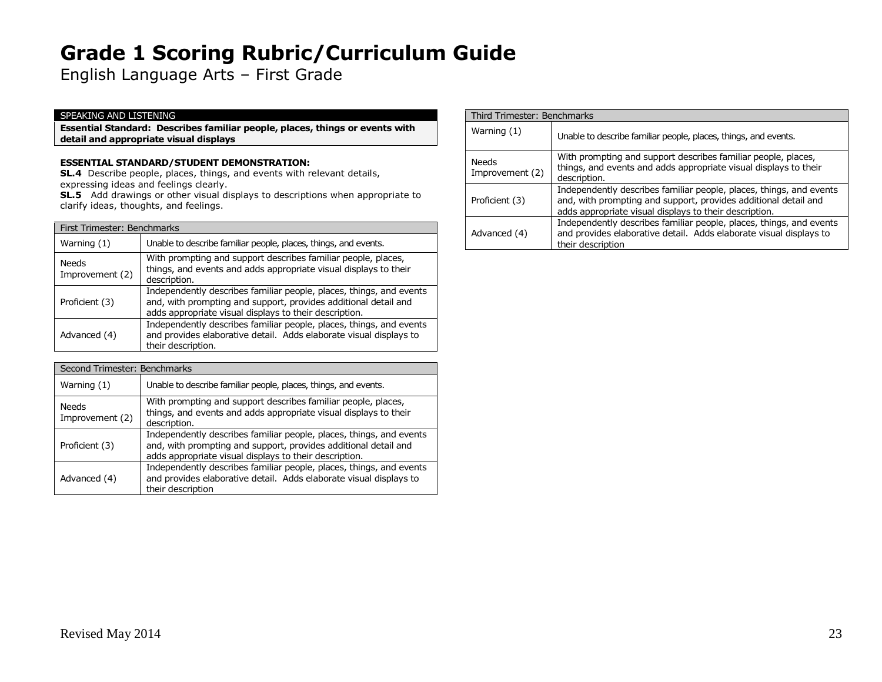# Grade 1 Scoring Rubric/Curriculum Guide

English Language Arts – First Grade

| SPEAKING AND LISTENING |
|---|
| **Essential Standard: Describes familiar people, places, things or events with detail and appropriate visual displays** |

**ESSENTIAL STANDARD/STUDENT DEMONSTRATION:**

**SL.4** Describe people, places, things, and events with relevant details, expressing ideas and feelings clearly.

**SL.5** Add drawings or other visual displays to descriptions when appropriate to clarify ideas, thoughts, and feelings.

| First Trimester: Benchmarks | |
|---|---|
| Warning (1) | Unable to describe familiar people, places, things, and events. |
| Needs Improvement (2) | With prompting and support describes familiar people, places, things, and events and adds appropriate visual displays to their description. |
| Proficient (3) | Independently describes familiar people, places, things, and events and, with prompting and support, provides additional detail and adds appropriate visual displays to their description. |
| Advanced (4) | Independently describes familiar people, places, things, and events and provides elaborative detail. Adds elaborate visual displays to their description. |

| Second Trimester: Benchmarks | |
|---|---|
| Warning (1) | Unable to describe familiar people, places, things, and events. |
| Needs Improvement (2) | With prompting and support describes familiar people, places, things, and events and adds appropriate visual displays to their description. |
| Proficient (3) | Independently describes familiar people, places, things, and events and, with prompting and support, provides additional detail and adds appropriate visual displays to their description. |
| Advanced (4) | Independently describes familiar people, places, things, and events and provides elaborative detail. Adds elaborate visual displays to their description |

| Third Trimester: Benchmarks | |
|---|---|
| Warning (1) | Unable to describe familiar people, places, things, and events. |
| Needs Improvement (2) | With prompting and support describes familiar people, places, things, and events and adds appropriate visual displays to their description. |
| Proficient (3) | Independently describes familiar people, places, things, and events and, with prompting and support, provides additional detail and adds appropriate visual displays to their description. |
| Advanced (4) | Independently describes familiar people, places, things, and events and provides elaborative detail. Adds elaborate visual displays to their description |

Revised May 2014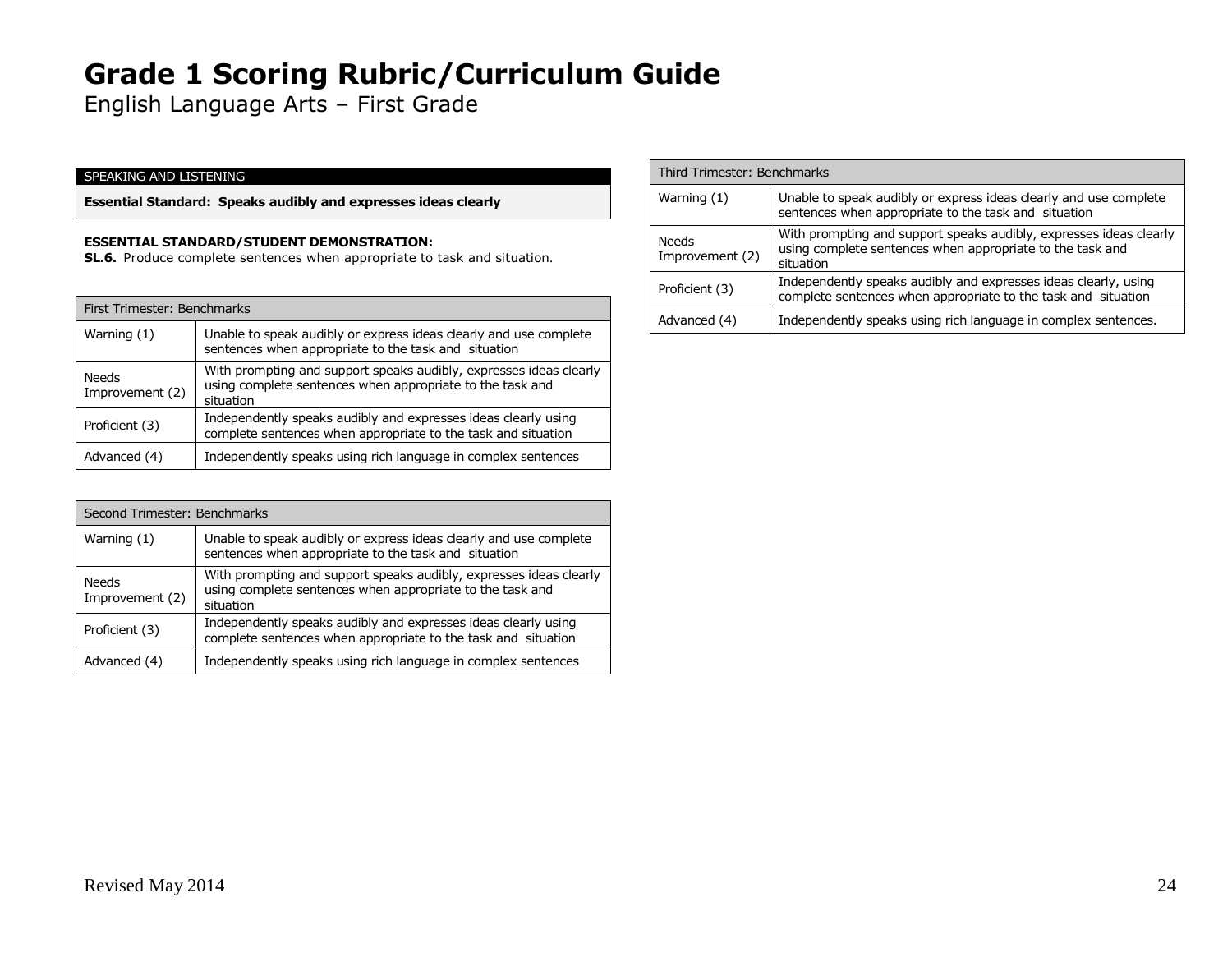# Grade 1 Scoring Rubric/Curriculum Guide

English Language Arts – First Grade

| SPEAKING AND LISTENING |
|---|
| **Essential Standard: Speaks audibly and expresses ideas clearly** |

**ESSENTIAL STANDARD/STUDENT DEMONSTRATION:**
**SL.6.** Produce complete sentences when appropriate to task and situation.

| First Trimester: Benchmarks | |
|---|---|
| Warning (1) | Unable to speak audibly or express ideas clearly and use complete sentences when appropriate to the task and situation |
| Needs Improvement (2) | With prompting and support speaks audibly, expresses ideas clearly using complete sentences when appropriate to the task and situation |
| Proficient (3) | Independently speaks audibly and expresses ideas clearly using complete sentences when appropriate to the task and situation |
| Advanced (4) | Independently speaks using rich language in complex sentences |

| Second Trimester: Benchmarks | |
|---|---|
| Warning (1) | Unable to speak audibly or express ideas clearly and use complete sentences when appropriate to the task and situation |
| Needs Improvement (2) | With prompting and support speaks audibly, expresses ideas clearly using complete sentences when appropriate to the task and situation |
| Proficient (3) | Independently speaks audibly and expresses ideas clearly using complete sentences when appropriate to the task and situation |
| Advanced (4) | Independently speaks using rich language in complex sentences |

| Third Trimester: Benchmarks | |
|---|---|
| Warning (1) | Unable to speak audibly or express ideas clearly and use complete sentences when appropriate to the task and situation |
| Needs Improvement (2) | With prompting and support speaks audibly, expresses ideas clearly using complete sentences when appropriate to the task and situation |
| Proficient (3) | Independently speaks audibly and expresses ideas clearly, using complete sentences when appropriate to the task and situation |
| Advanced (4) | Independently speaks using rich language in complex sentences. |

Revised May 2014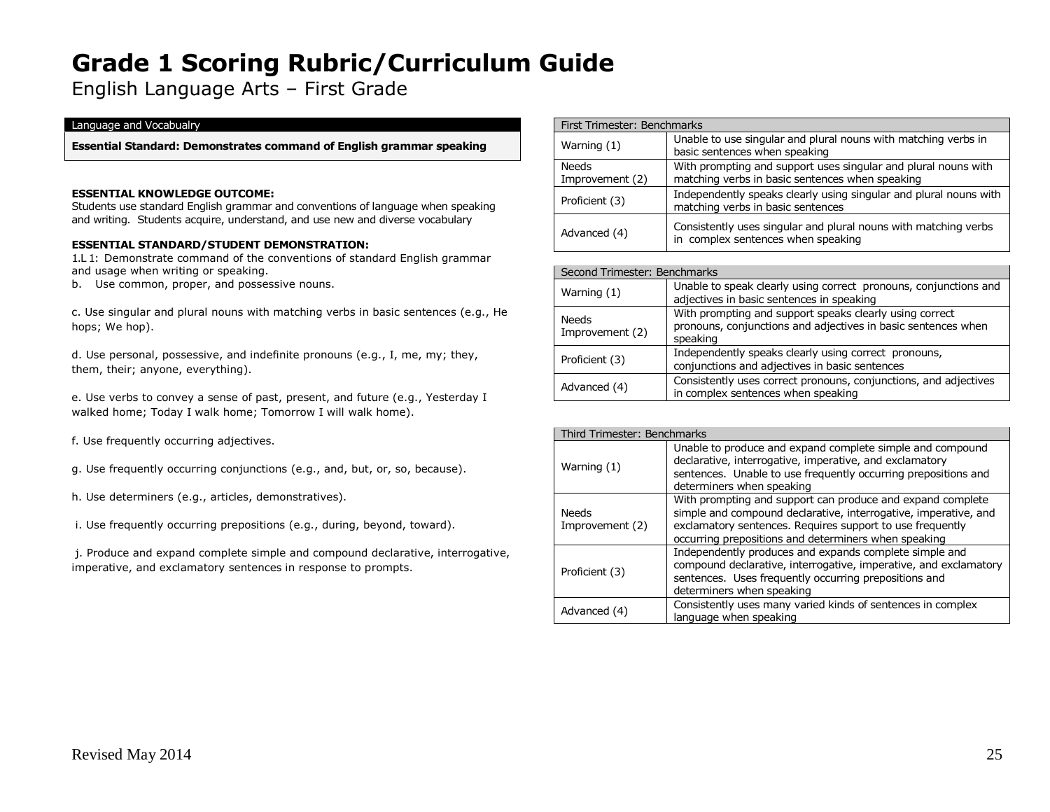# Grade 1 Scoring Rubric/Curriculum Guide

English Language Arts – First Grade

| Language and Vocabualry |
|---|
| **Essential Standard: Demonstrates command of English grammar speaking** |

**ESSENTIAL KNOWLEDGE OUTCOME:**
Students use standard English grammar and conventions of language when speaking and writing. Students acquire, understand, and use new and diverse vocabulary

**ESSENTIAL STANDARD/STUDENT DEMONSTRATION:**
1.L 1: Demonstrate command of the conventions of standard English grammar and usage when writing or speaking.

b. Use common, proper, and possessive nouns.

c. Use singular and plural nouns with matching verbs in basic sentences (e.g., He hops; We hop).

d. Use personal, possessive, and indefinite pronouns (e.g., I, me, my; they, them, their; anyone, everything).

e. Use verbs to convey a sense of past, present, and future (e.g., Yesterday I walked home; Today I walk home; Tomorrow I will walk home).

f. Use frequently occurring adjectives.

g. Use frequently occurring conjunctions (e.g., and, but, or, so, because).

h. Use determiners (e.g., articles, demonstratives).

i. Use frequently occurring prepositions (e.g., during, beyond, toward).

j. Produce and expand complete simple and compound declarative, interrogative, imperative, and exclamatory sentences in response to prompts.

| First Trimester: Benchmarks | |
|---|---|
| Warning (1) | Unable to use singular and plural nouns with matching verbs in basic sentences when speaking |
| Needs Improvement (2) | With prompting and support uses singular and plural nouns with matching verbs in basic sentences when speaking |
| Proficient (3) | Independently speaks clearly using singular and plural nouns with matching verbs in basic sentences |
| Advanced (4) | Consistently uses singular and plural nouns with matching verbs in complex sentences when speaking |

| Second Trimester: Benchmarks | |
|---|---|
| Warning (1) | Unable to speak clearly using correct pronouns, conjunctions and adjectives in basic sentences in speaking |
| Needs Improvement (2) | With prompting and support speaks clearly using correct pronouns, conjunctions and adjectives in basic sentences when speaking |
| Proficient (3) | Independently speaks clearly using correct pronouns, conjunctions and adjectives in basic sentences |
| Advanced (4) | Consistently uses correct pronouns, conjunctions, and adjectives in complex sentences when speaking |

| Third Trimester: Benchmarks | |
|---|---|
| Warning (1) | Unable to produce and expand complete simple and compound declarative, interrogative, imperative, and exclamatory sentences. Unable to use frequently occurring prepositions and determiners when speaking |
| Needs Improvement (2) | With prompting and support can produce and expand complete simple and compound declarative, interrogative, imperative, and exclamatory sentences. Requires support to use frequently occurring prepositions and determiners when speaking |
| Proficient (3) | Independently produces and expands complete simple and compound declarative, interrogative, imperative, and exclamatory sentences. Uses frequently occurring prepositions and determiners when speaking |
| Advanced (4) | Consistently uses many varied kinds of sentences in complex language when speaking |

Revised May 2014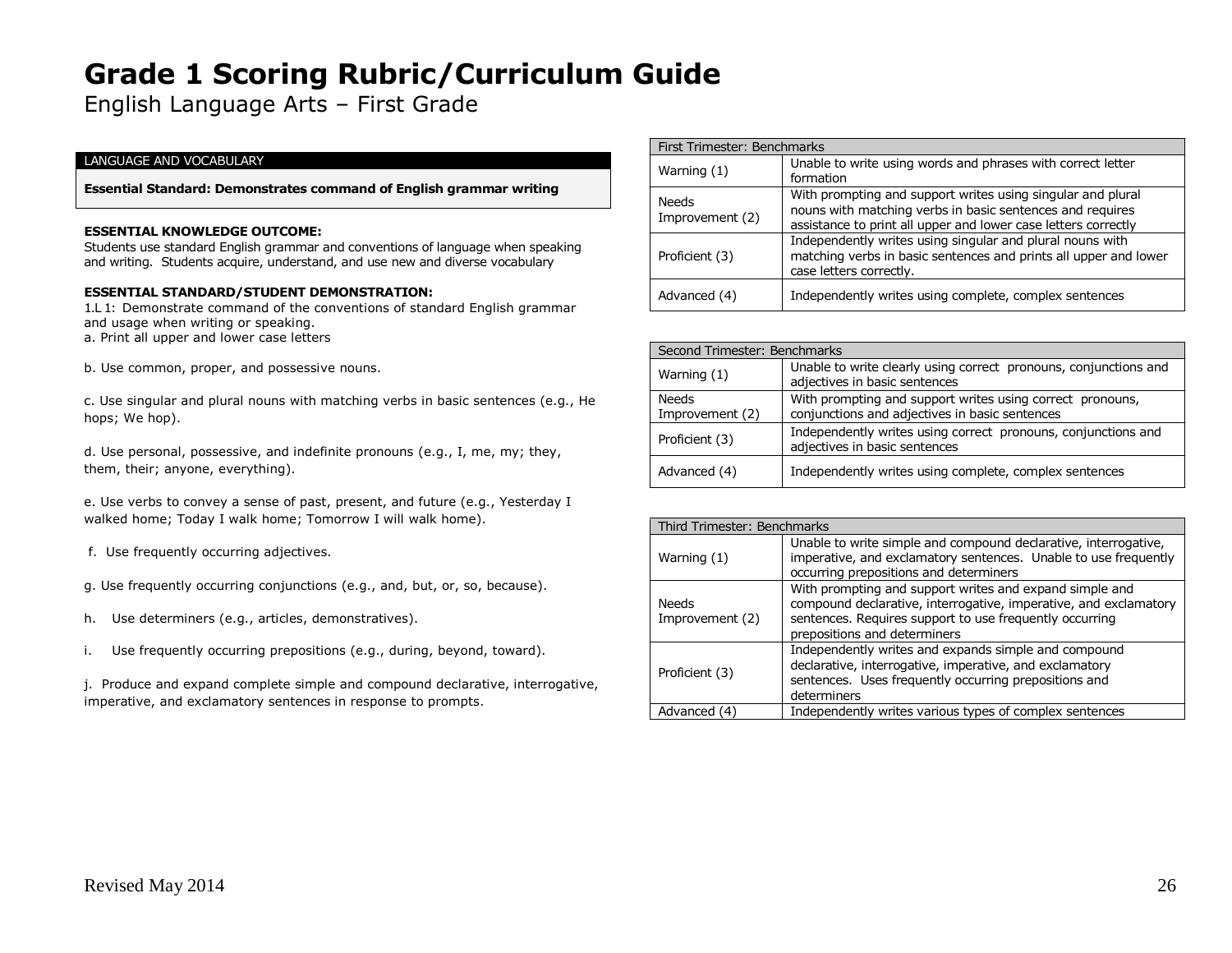# Grade 1 Scoring Rubric/Curriculum Guide

English Language Arts – First Grade

| LANGUAGE AND VOCABULARY |
|---|
| **Essential Standard: Demonstrates command of English grammar writing** |

**ESSENTIAL KNOWLEDGE OUTCOME:**
Students use standard English grammar and conventions of language when speaking and writing. Students acquire, understand, and use new and diverse vocabulary

**ESSENTIAL STANDARD/STUDENT DEMONSTRATION:**
1.L 1: Demonstrate command of the conventions of standard English grammar and usage when writing or speaking.

a. Print all upper and lower case letters

b. Use common, proper, and possessive nouns.

c. Use singular and plural nouns with matching verbs in basic sentences (e.g., He hops; We hop).

d. Use personal, possessive, and indefinite pronouns (e.g., I, me, my; they, them, their; anyone, everything).

e. Use verbs to convey a sense of past, present, and future (e.g., Yesterday I walked home; Today I walk home; Tomorrow I will walk home).

f. Use frequently occurring adjectives.

g. Use frequently occurring conjunctions (e.g., and, but, or, so, because).

h. Use determiners (e.g., articles, demonstratives).

i. Use frequently occurring prepositions (e.g., during, beyond, toward).

j. Produce and expand complete simple and compound declarative, interrogative, imperative, and exclamatory sentences in response to prompts.

| First Trimester: Benchmarks | |
|---|---|
| Warning (1) | Unable to write using words and phrases with correct letter formation |
| Needs Improvement (2) | With prompting and support writes using singular and plural nouns with matching verbs in basic sentences and requires assistance to print all upper and lower case letters correctly |
| Proficient (3) | Independently writes using singular and plural nouns with matching verbs in basic sentences and prints all upper and lower case letters correctly. |
| Advanced (4) | Independently writes using complete, complex sentences |

| Second Trimester: Benchmarks | |
|---|---|
| Warning (1) | Unable to write clearly using correct pronouns, conjunctions and adjectives in basic sentences |
| Needs Improvement (2) | With prompting and support writes using correct pronouns, conjunctions and adjectives in basic sentences |
| Proficient (3) | Independently writes using correct pronouns, conjunctions and adjectives in basic sentences |
| Advanced (4) | Independently writes using complete, complex sentences |

| Third Trimester: Benchmarks | |
|---|---|
| Warning (1) | Unable to write simple and compound declarative, interrogative, imperative, and exclamatory sentences. Unable to use frequently occurring prepositions and determiners |
| Needs Improvement (2) | With prompting and support writes and expand simple and compound declarative, interrogative, imperative, and exclamatory sentences. Requires support to use frequently occurring prepositions and determiners |
| Proficient (3) | Independently writes and expands simple and compound declarative, interrogative, imperative, and exclamatory sentences. Uses frequently occurring prepositions and determiners |
| Advanced (4) | Independently writes various types of complex sentences |

Revised May 2014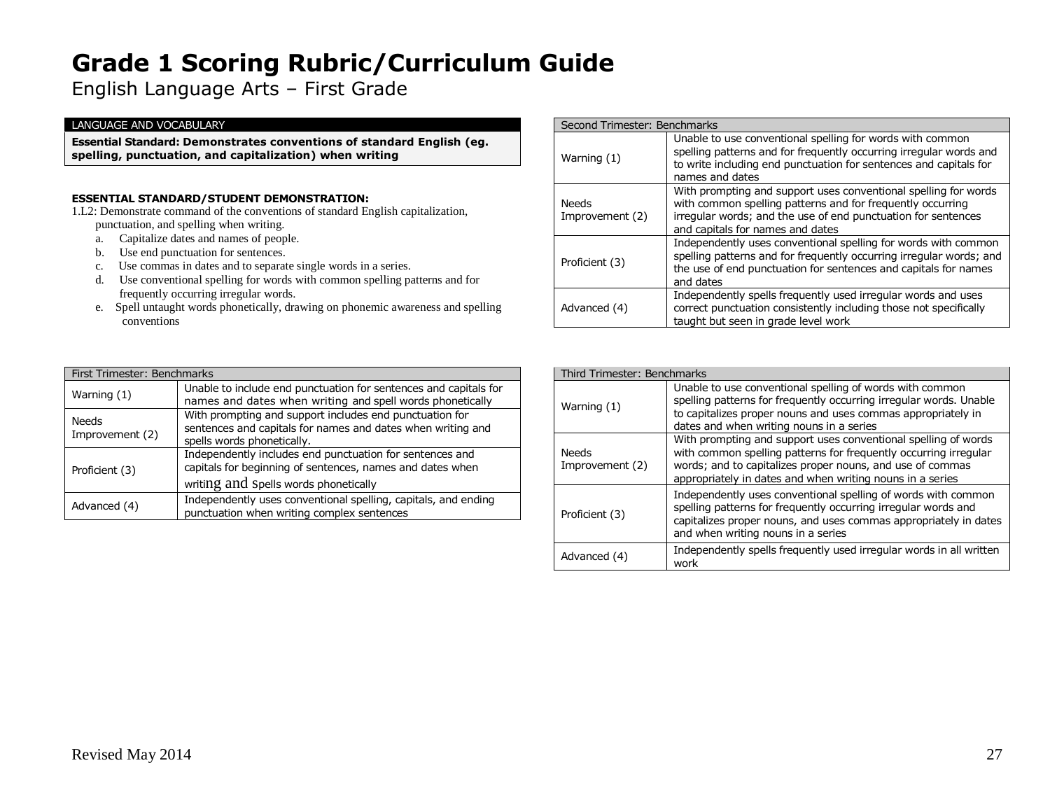# Grade 1 Scoring Rubric/Curriculum Guide

English Language Arts – First Grade

| LANGUAGE AND VOCABULARY |
|---|
| **Essential Standard: Demonstrates conventions of standard English (eg. spelling, punctuation, and capitalization) when writing** |

**ESSENTIAL STANDARD/STUDENT DEMONSTRATION:**

1.L2: Demonstrate command of the conventions of standard English capitalization, punctuation, and spelling when writing.

a. Capitalize dates and names of people.
b. Use end punctuation for sentences.
c. Use commas in dates and to separate single words in a series.
d. Use conventional spelling for words with common spelling patterns and for frequently occurring irregular words.
e. Spell untaught words phonetically, drawing on phonemic awareness and spelling conventions

| First Trimester: Benchmarks | |
|---|---|
| Warning (1) | Unable to include end punctuation for sentences and capitals for names and dates when writing and spell words phonetically |
| Needs Improvement (2) | With prompting and support includes end punctuation for sentences and capitals for names and dates when writing and spells words phonetically. |
| Proficient (3) | Independently includes end punctuation for sentences and capitals for beginning of sentences, names and dates when writing and Spells words phonetically |
| Advanced (4) | Independently uses conventional spelling, capitals, and ending punctuation when writing complex sentences |

| Second Trimester: Benchmarks | |
|---|---|
| Warning (1) | Unable to use conventional spelling for words with common spelling patterns and for frequently occurring irregular words and to write including end punctuation for sentences and capitals for names and dates |
| Needs Improvement (2) | With prompting and support uses conventional spelling for words with common spelling patterns and for frequently occurring irregular words; and the use of end punctuation for sentences and capitals for names and dates |
| Proficient (3) | Independently uses conventional spelling for words with common spelling patterns and for frequently occurring irregular words; and the use of end punctuation for sentences and capitals for names and dates |
| Advanced (4) | Independently spells frequently used irregular words and uses correct punctuation consistently including those not specifically taught but seen in grade level work |

| Third Trimester: Benchmarks | |
|---|---|
| Warning (1) | Unable to use conventional spelling of words with common spelling patterns for frequently occurring irregular words. Unable to capitalizes proper nouns and uses commas appropriately in dates and when writing nouns in a series |
| Needs Improvement (2) | With prompting and support uses conventional spelling of words with common spelling patterns for frequently occurring irregular words; and to capitalizes proper nouns, and use of commas appropriately in dates and when writing nouns in a series |
| Proficient (3) | Independently uses conventional spelling of words with common spelling patterns for frequently occurring irregular words and capitalizes proper nouns, and uses commas appropriately in dates and when writing nouns in a series |
| Advanced (4) | Independently spells frequently used irregular words in all written work |

Revised May 2014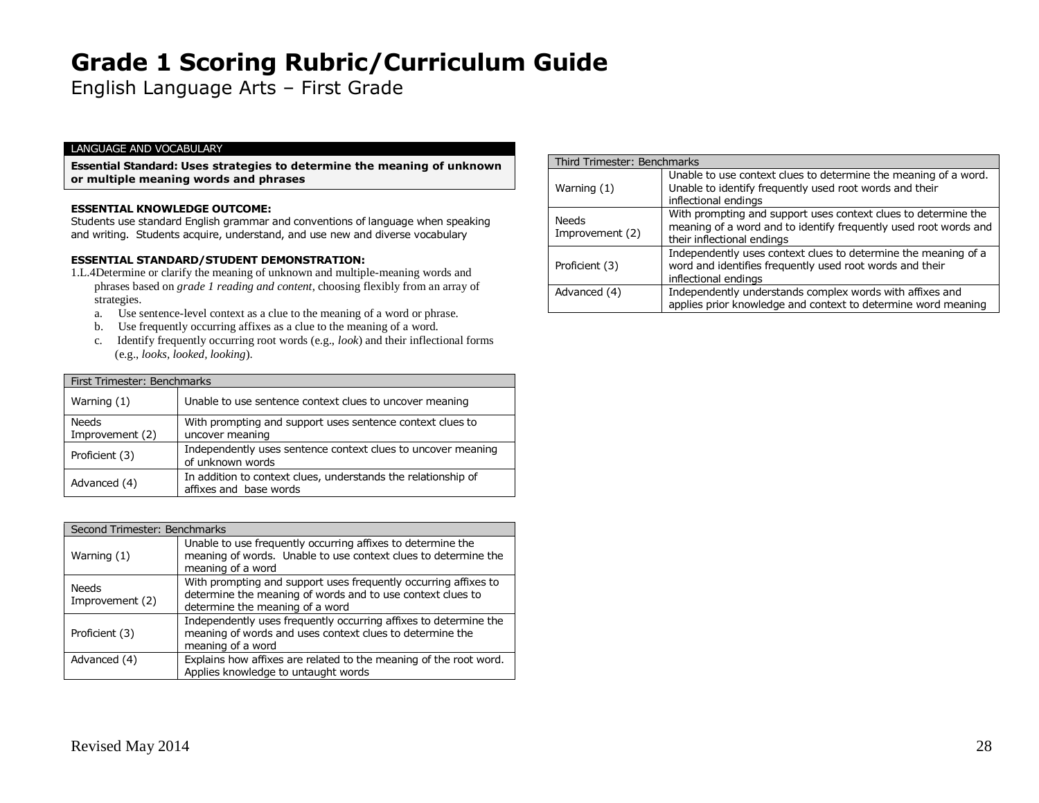# Grade 1 Scoring Rubric/Curriculum Guide

English Language Arts – First Grade

LANGUAGE AND VOCABULARY

**Essential Standard: Uses strategies to determine the meaning of unknown or multiple meaning words and phrases**

**ESSENTIAL KNOWLEDGE OUTCOME:**
Students use standard English grammar and conventions of language when speaking and writing. Students acquire, understand, and use new and diverse vocabulary

**ESSENTIAL STANDARD/STUDENT DEMONSTRATION:**
1.L.4Determine or clarify the meaning of unknown and multiple-meaning words and phrases based on *grade 1 reading and content*, choosing flexibly from an array of strategies.

a. Use sentence-level context as a clue to the meaning of a word or phrase.
b. Use frequently occurring affixes as a clue to the meaning of a word.
c. Identify frequently occurring root words (e.g., *look*) and their inflectional forms (e.g., *looks*, *looked*, *looking*).

| First Trimester: Benchmarks | |
|---|---|
| Warning (1) | Unable to use sentence context clues to uncover meaning |
| Needs Improvement (2) | With prompting and support uses sentence context clues to uncover meaning |
| Proficient (3) | Independently uses sentence context clues to uncover meaning of unknown words |
| Advanced (4) | In addition to context clues, understands the relationship of affixes and base words |

| Second Trimester: Benchmarks | |
|---|---|
| Warning (1) | Unable to use frequently occurring affixes to determine the meaning of words. Unable to use context clues to determine the meaning of a word |
| Needs Improvement (2) | With prompting and support uses frequently occurring affixes to determine the meaning of words and to use context clues to determine the meaning of a word |
| Proficient (3) | Independently uses frequently occurring affixes to determine the meaning of words and uses context clues to determine the meaning of a word |
| Advanced (4) | Explains how affixes are related to the meaning of the root word. Applies knowledge to untaught words |

| Third Trimester: Benchmarks | |
|---|---|
| Warning (1) | Unable to use context clues to determine the meaning of a word. Unable to identify frequently used root words and their inflectional endings |
| Needs Improvement (2) | With prompting and support uses context clues to determine the meaning of a word and to identify frequently used root words and their inflectional endings |
| Proficient (3) | Independently uses context clues to determine the meaning of a word and identifies frequently used root words and their inflectional endings |
| Advanced (4) | Independently understands complex words with affixes and applies prior knowledge and context to determine word meaning |

Revised May 2014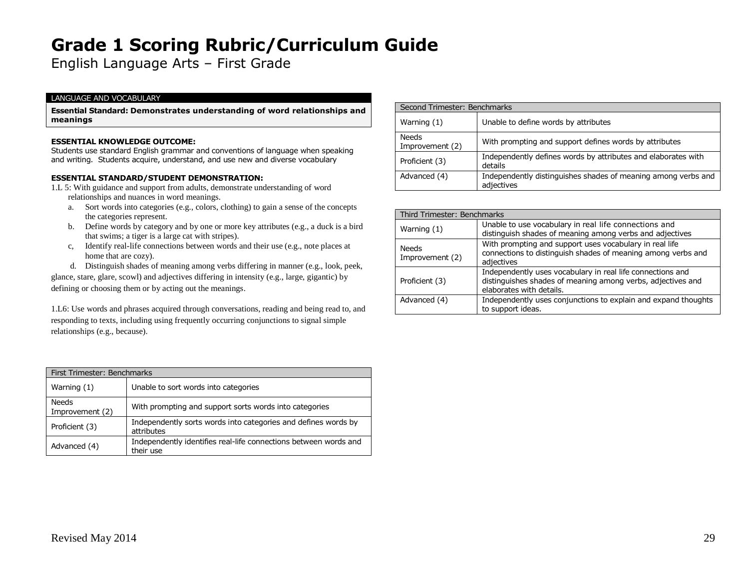# Grade 1 Scoring Rubric/Curriculum Guide

English Language Arts – First Grade

LANGUAGE AND VOCABULARY

**Essential Standard: Demonstrates understanding of word relationships and meanings**

**ESSENTIAL KNOWLEDGE OUTCOME:**
Students use standard English grammar and conventions of language when speaking and writing. Students acquire, understand, and use new and diverse vocabulary

**ESSENTIAL STANDARD/STUDENT DEMONSTRATION:**

1.L 5: With guidance and support from adults, demonstrate understanding of word relationships and nuances in word meanings.

a. Sort words into categories (e.g., colors, clothing) to gain a sense of the concepts the categories represent.
b. Define words by category and by one or more key attributes (e.g., a duck is a bird that swims; a tiger is a large cat with stripes).
c, Identify real-life connections between words and their use (e.g., note places at home that are cozy).
d. Distinguish shades of meaning among verbs differing in manner (e.g., look, peek, glance, stare, glare, scowl) and adjectives differing in intensity (e.g., large, gigantic) by defining or choosing them or by acting out the meanings.

1.L6: Use words and phrases acquired through conversations, reading and being read to, and responding to texts, including using frequently occurring conjunctions to signal simple relationships (e.g., because).

| First Trimester: Benchmarks | |
|---|---|
| Warning (1) | Unable to sort words into categories |
| Needs Improvement (2) | With prompting and support sorts words into categories |
| Proficient (3) | Independently sorts words into categories and defines words by attributes |
| Advanced (4) | Independently identifies real-life connections between words and their use |

| Second Trimester: Benchmarks | |
|---|---|
| Warning (1) | Unable to define words by attributes |
| Needs Improvement (2) | With prompting and support defines words by attributes |
| Proficient (3) | Independently defines words by attributes and elaborates with details |
| Advanced (4) | Independently distinguishes shades of meaning among verbs and adjectives |

| Third Trimester: Benchmarks | |
|---|---|
| Warning (1) | Unable to use vocabulary in real life connections and distinguish shades of meaning among verbs and adjectives |
| Needs Improvement (2) | With prompting and support uses vocabulary in real life connections to distinguish shades of meaning among verbs and adjectives |
| Proficient (3) | Independently uses vocabulary in real life connections and distinguishes shades of meaning among verbs, adjectives and elaborates with details. |
| Advanced (4) | Independently uses conjunctions to explain and expand thoughts to support ideas. |

Revised May 2014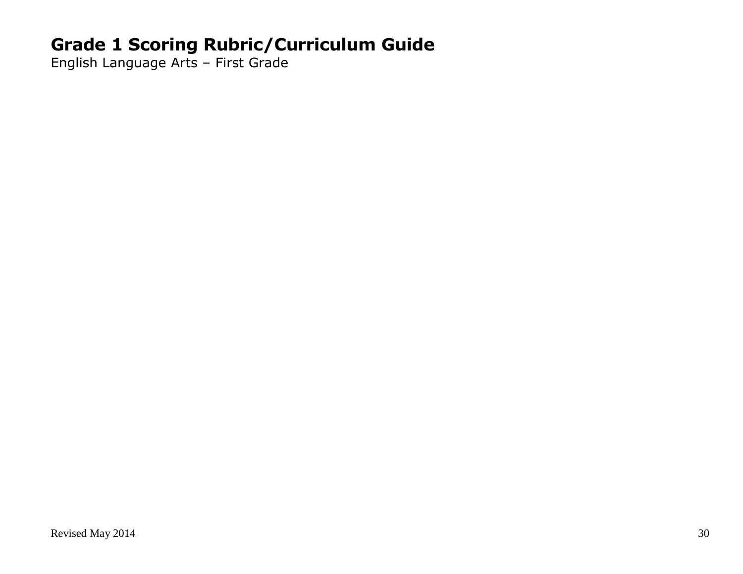# Grade 1 Scoring Rubric/Curriculum Guide

English Language Arts – First Grade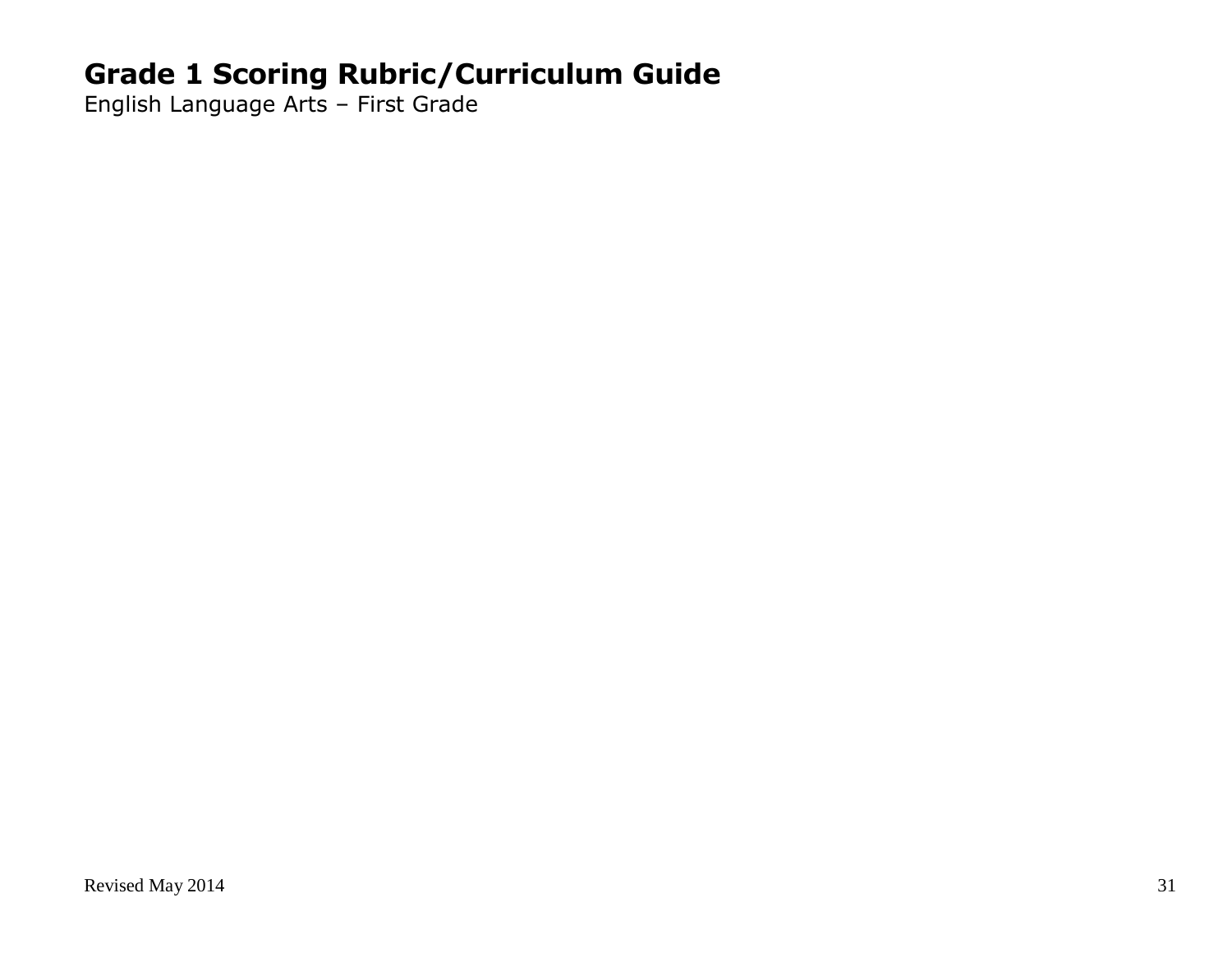# Grade 1 Scoring Rubric/Curriculum Guide

English Language Arts – First Grade